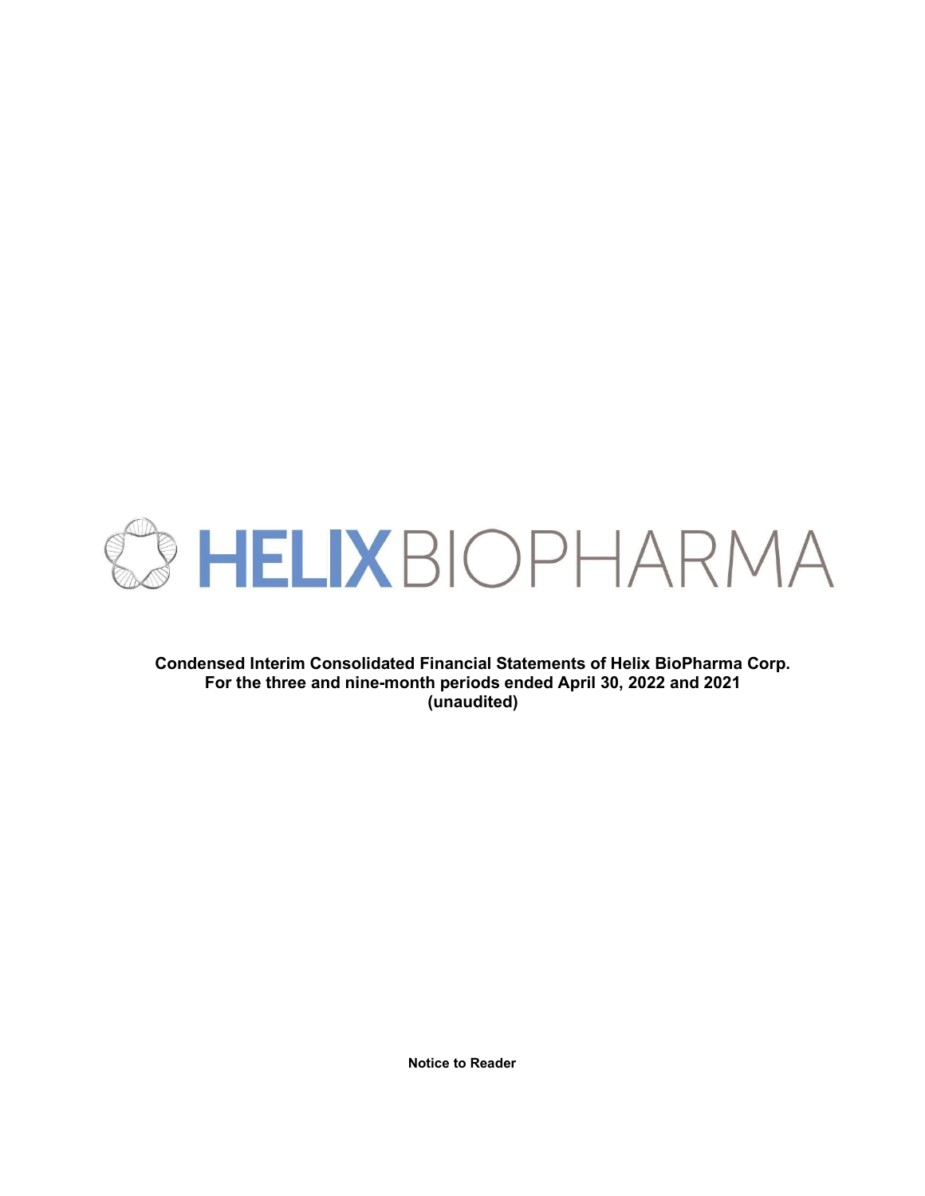HELIX BIOPHARMA

**Condensed Interim Consolidated Financial Statements of Helix BioPharma Corp.**
**For the three and nine-month periods ended April 30, 2022 and 2021**
**(unaudited)**

**Notice to Reader**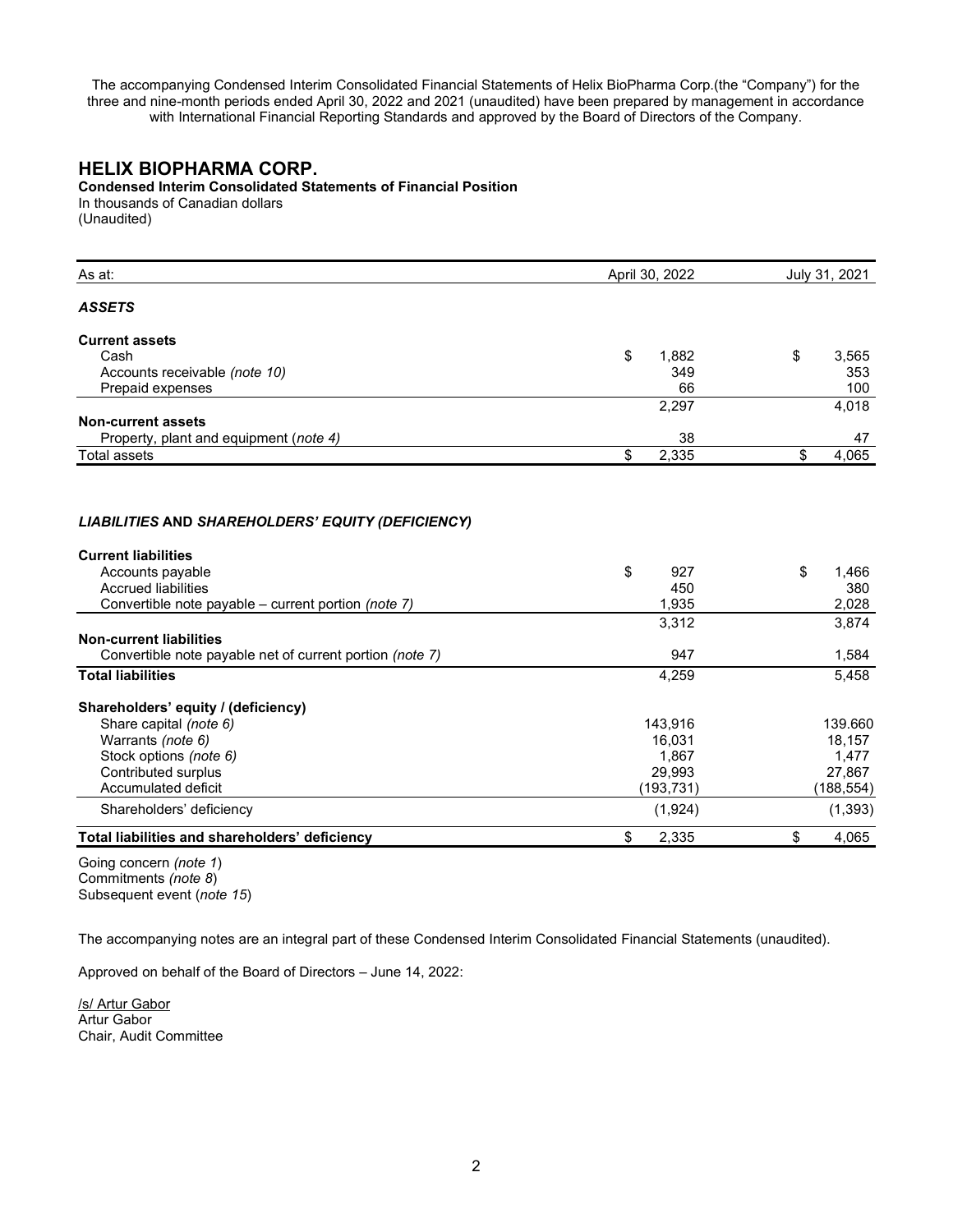The accompanying Condensed Interim Consolidated Financial Statements of Helix BioPharma Corp.(the "Company") for the three and nine-month periods ended April 30, 2022 and 2021 (unaudited) have been prepared by management in accordance with International Financial Reporting Standards and approved by the Board of Directors of the Company.

## HELIX BIOPHARMA CORP.

**Condensed Interim Consolidated Statements of Financial Position**
In thousands of Canadian dollars
(Unaudited)

| As at: | April 30, 2022 | July 31, 2021 |
|---|---|---|
| ***ASSETS*** | | |
| **Current assets** | | |
| Cash | $ 1,882 | $ 3,565 |
| Accounts receivable *(note 10)* | 349 | 353 |
| Prepaid expenses | 66 | 100 |
| | 2,297 | 4,018 |
| **Non-current assets** | | |
| Property, plant and equipment (*note 4)* | 38 | 47 |
| Total assets | $ 2,335 | $ 4,065 |
| | | |
| ***LIABILITIES* AND *SHAREHOLDERS' EQUITY (DEFICIENCY)*** | | |
| **Current liabilities** | | |
| Accounts payable | $ 927 | $ 1,466 |
| Accrued liabilities | 450 | 380 |
| Convertible note payable – current portion *(note 7)* | 1,935 | 2,028 |
| | 3,312 | 3,874 |
| **Non-current liabilities** | | |
| Convertible note payable net of current portion *(note 7)* | 947 | 1,584 |
| **Total liabilities** | 4,259 | 5,458 |
| **Shareholders' equity / (deficiency)** | | |
| Share capital *(note 6)* | 143,916 | 139.660 |
| Warrants *(note 6)* | 16,031 | 18,157 |
| Stock options *(note 6)* | 1,867 | 1,477 |
| Contributed surplus | 29,993 | 27,867 |
| Accumulated deficit | (193,731) | (188,554) |
| Shareholders' deficiency | (1,924) | (1,393) |
| **Total liabilities and shareholders' deficiency** | $ 2,335 | $ 4,065 |

Going concern *(note 1*)
Commitments *(note 8*)
Subsequent event (*note 15*)

The accompanying notes are an integral part of these Condensed Interim Consolidated Financial Statements (unaudited).

Approved on behalf of the Board of Directors – June 14, 2022:

/s/ Artur Gabor
Artur Gabor
Chair, Audit Committee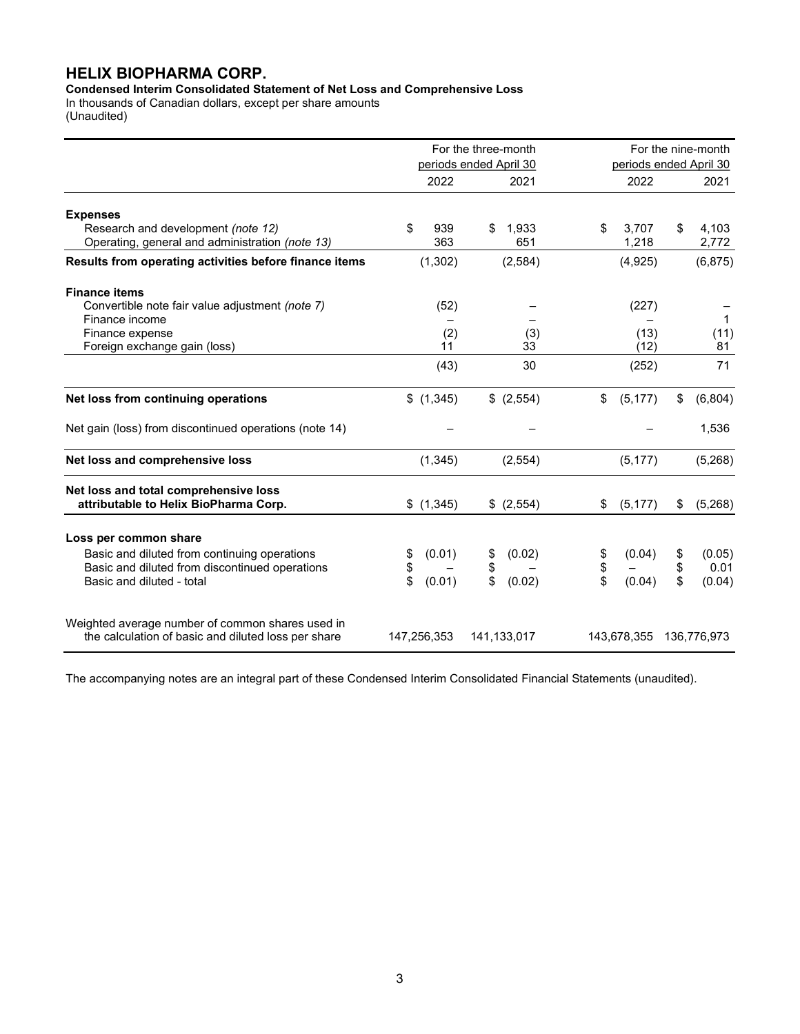# HELIX BIOPHARMA CORP.

**Condensed Interim Consolidated Statement of Net Loss and Comprehensive Loss**

In thousands of Canadian dollars, except per share amounts

(Unaudited)

| | For the three-month periods ended April 30 | | For the nine-month periods ended April 30 | |
|---|---|---|---|---|
| | 2022 | 2021 | 2022 | 2021 |
| **Expenses** | | | | |
| Research and development *(note 12)* | $ 939 | $ 1,933 | $ 3,707 | $ 4,103 |
| Operating, general and administration *(note 13)* | 363 | 651 | 1,218 | 2,772 |
| **Results from operating activities before finance items** | (1,302) | (2,584) | (4,925) | (6,875) |
| **Finance items** | | | | |
| Convertible note fair value adjustment *(note 7)* | (52) | – | (227) | – |
| Finance income | – | – | – | 1 |
| Finance expense | (2) | (3) | (13) | (11) |
| Foreign exchange gain (loss) | 11 | 33 | (12) | 81 |
| | (43) | 30 | (252) | 71 |
| **Net loss from continuing operations** | $ (1,345) | $ (2,554) | $ (5,177) | $ (6,804) |
| Net gain (loss) from discontinued operations (note 14) | – | – | – | 1,536 |
| **Net loss and comprehensive loss** | (1,345) | (2,554) | (5,177) | (5,268) |
| **Net loss and total comprehensive loss attributable to Helix BioPharma Corp.** | $ (1,345) | $ (2,554) | $ (5,177) | $ (5,268) |
| **Loss per common share** | | | | |
| Basic and diluted from continuing operations | $ (0.01) | $ (0.02) | $ (0.04) | $ (0.05) |
| Basic and diluted from discontinued operations | $ – | $ – | $ – | $ 0.01 |
| Basic and diluted - total | $ (0.01) | $ (0.02) | $ (0.04) | $ (0.04) |
| Weighted average number of common shares used in the calculation of basic and diluted loss per share | 147,256,353 | 141,133,017 | 143,678,355 | 136,776,973 |

The accompanying notes are an integral part of these Condensed Interim Consolidated Financial Statements (unaudited).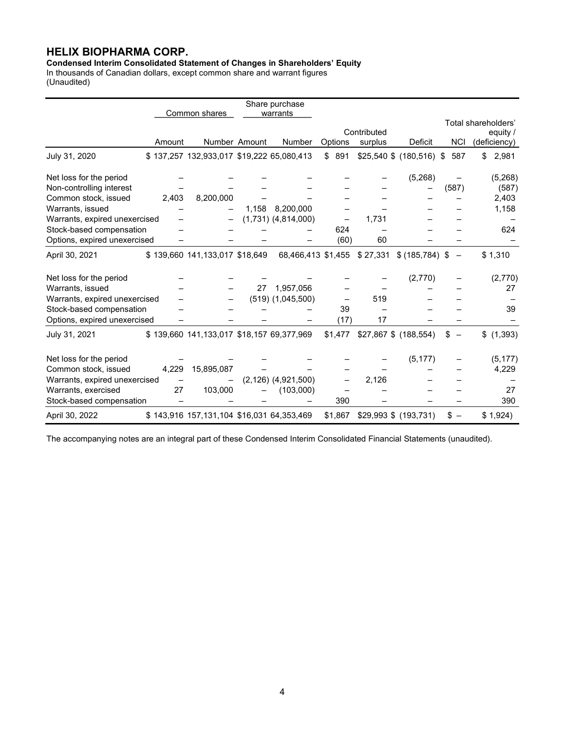# HELIX BIOPHARMA CORP.

**Condensed Interim Consolidated Statement of Changes in Shareholders' Equity**

In thousands of Canadian dollars, except common share and warrant figures

(Unaudited)

| | Common shares | | Share purchase warrants | | | | | | |
|---|---|---|---|---|---|---|---|---|---|
| | Amount | Number | Amount | Number | Options | Contributed surplus | Deficit | NCI | Total shareholders' equity / (deficiency) |
| July 31, 2020 | $ 137,257 | 132,933,017 | $19,222 | 65,080,413 | $ 891 | $25,540 | $ (180,516) | $ 587 | $ 2,981 |
| Net loss for the period | – | – | – | – | – | – | (5,268) | – | (5,268) |
| Non-controlling interest | – | – | – | – | – | – | – | (587) | (587) |
| Common stock, issued | 2,403 | 8,200,000 | – | – | – | – | – | – | 2,403 |
| Warrants, issued | – | – | 1,158 | 8,200,000 | – | – | – | – | 1,158 |
| Warrants, expired unexercised | – | – | (1,731) | (4,814,000) | – | 1,731 | – | – | – |
| Stock-based compensation | – | – | – | – | 624 | – | – | – | 624 |
| Options, expired unexercised | – | – | – | – | (60) | 60 | – | – | – |
| April 30, 2021 | $ 139,660 | 141,133,017 | $18,649 | 68,466,413 | $1,455 | $ 27,331 | $ (185,784) | $ – | $ 1,310 |
| Net loss for the period | – | – | – | – | – | – | (2,770) | – | (2,770) |
| Warrants, issued | – | – | 27 | 1,957,056 | – | – | – | – | 27 |
| Warrants, expired unexercised | – | – | (519) | (1,045,500) | – | 519 | – | – | – |
| Stock-based compensation | – | – | – | – | 39 | – | – | – | 39 |
| Options, expired unexercised | – | – | – | – | (17) | 17 | – | – | – |
| July 31, 2021 | $ 139,660 | 141,133,017 | $18,157 | 69,377,969 | $1,477 | $27,867 | $ (188,554) | $ – | $ (1,393) |
| Net loss for the period | – | – | – | – | – | – | (5,177) | – | (5,177) |
| Common stock, issued | 4,229 | 15,895,087 | – | – | – | – | – | – | 4,229 |
| Warrants, expired unexercised | – | – | (2,126) | (4,921,500) | – | 2,126 | – | – | – |
| Warrants, exercised | 27 | 103,000 | – | (103,000) | – | – | – | – | 27 |
| Stock-based compensation | – | – | – | – | 390 | – | – | – | 390 |
| April 30, 2022 | $ 143,916 | 157,131,104 | $16,031 | 64,353,469 | $1,867 | $29,993 | $ (193,731) | $ – | $ 1,924) |

The accompanying notes are an integral part of these Condensed Interim Consolidated Financial Statements (unaudited).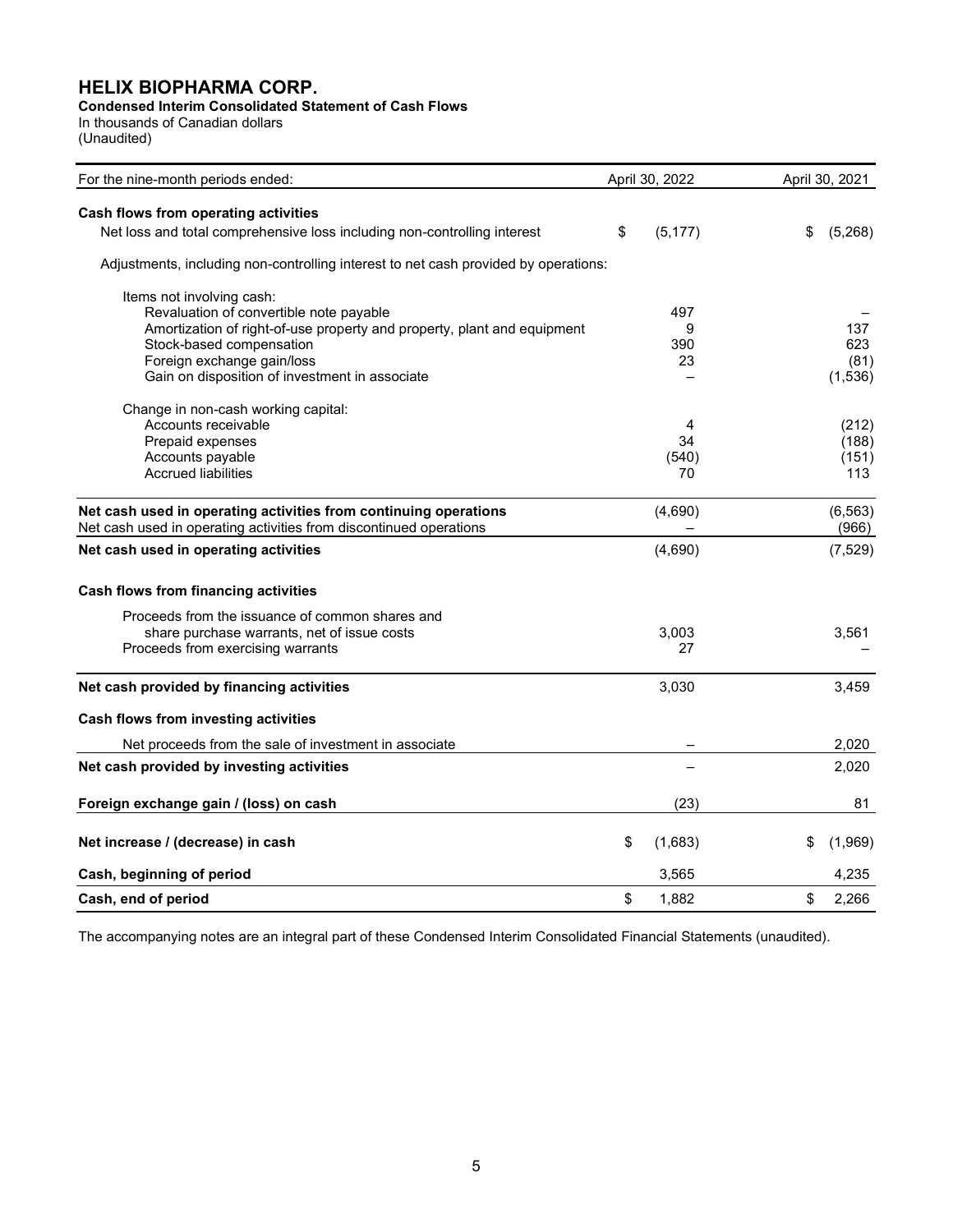# HELIX BIOPHARMA CORP.

**Condensed Interim Consolidated Statement of Cash Flows**

In thousands of Canadian dollars

(Unaudited)

| For the nine-month periods ended: | April 30, 2022 | April 30, 2021 |
|---|---|---|
| **Cash flows from operating activities** | | |
| Net loss and total comprehensive loss including non-controlling interest | $ (5,177) | $ (5,268) |
| Adjustments, including non-controlling interest to net cash provided by operations: | | |
| Items not involving cash: | | |
| Revaluation of convertible note payable | 497 | – |
| Amortization of right-of-use property and property, plant and equipment | 9 | 137 |
| Stock-based compensation | 390 | 623 |
| Foreign exchange gain/loss | 23 | (81) |
| Gain on disposition of investment in associate | – | (1,536) |
| Change in non-cash working capital: | | |
| Accounts receivable | 4 | (212) |
| Prepaid expenses | 34 | (188) |
| Accounts payable | (540) | (151) |
| Accrued liabilities | 70 | 113 |
| **Net cash used in operating activities from continuing operations** | (4,690) | (6,563) |
| Net cash used in operating activities from discontinued operations | – | (966) |
| **Net cash used in operating activities** | (4,690) | (7,529) |
| **Cash flows from financing activities** | | |
| Proceeds from the issuance of common shares and share purchase warrants, net of issue costs | 3,003 | 3,561 |
| Proceeds from exercising warrants | 27 | – |
| **Net cash provided by financing activities** | 3,030 | 3,459 |
| **Cash flows from investing activities** | | |
| Net proceeds from the sale of investment in associate | – | 2,020 |
| **Net cash provided by investing activities** | – | 2,020 |
| **Foreign exchange gain / (loss) on cash** | (23) | 81 |
| **Net increase / (decrease) in cash** | $ (1,683) | $ (1,969) |
| **Cash, beginning of period** | 3,565 | 4,235 |
| **Cash, end of period** | $ 1,882 | $ 2,266 |

The accompanying notes are an integral part of these Condensed Interim Consolidated Financial Statements (unaudited).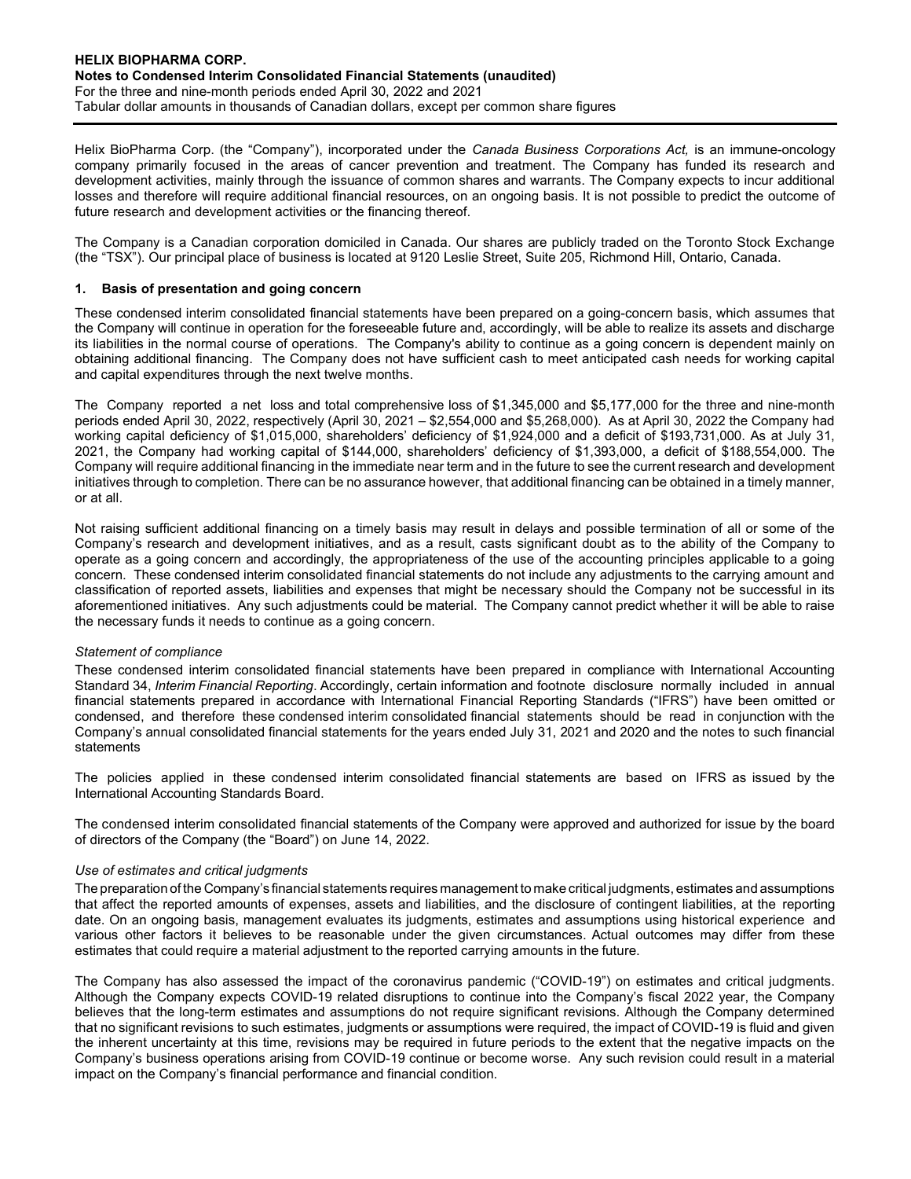Helix BioPharma Corp. (the "Company"), incorporated under the *Canada Business Corporations Act,* is an immune-oncology company primarily focused in the areas of cancer prevention and treatment. The Company has funded its research and development activities, mainly through the issuance of common shares and warrants. The Company expects to incur additional losses and therefore will require additional financial resources, on an ongoing basis. It is not possible to predict the outcome of future research and development activities or the financing thereof.

The Company is a Canadian corporation domiciled in Canada. Our shares are publicly traded on the Toronto Stock Exchange (the "TSX"). Our principal place of business is located at 9120 Leslie Street, Suite 205, Richmond Hill, Ontario, Canada.

## 1. Basis of presentation and going concern

These condensed interim consolidated financial statements have been prepared on a going-concern basis, which assumes that the Company will continue in operation for the foreseeable future and, accordingly, will be able to realize its assets and discharge its liabilities in the normal course of operations. The Company's ability to continue as a going concern is dependent mainly on obtaining additional financing. The Company does not have sufficient cash to meet anticipated cash needs for working capital and capital expenditures through the next twelve months.

The Company reported a net loss and total comprehensive loss of $1,345,000 and $5,177,000 for the three and nine-month periods ended April 30, 2022, respectively (April 30, 2021 – $2,554,000 and $5,268,000). As at April 30, 2022 the Company had working capital deficiency of $1,015,000, shareholders' deficiency of $1,924,000 and a deficit of $193,731,000. As at July 31, 2021, the Company had working capital of $144,000, shareholders' deficiency of $1,393,000, a deficit of $188,554,000. The Company will require additional financing in the immediate near term and in the future to see the current research and development initiatives through to completion. There can be no assurance however, that additional financing can be obtained in a timely manner, or at all.

Not raising sufficient additional financing on a timely basis may result in delays and possible termination of all or some of the Company's research and development initiatives, and as a result, casts significant doubt as to the ability of the Company to operate as a going concern and accordingly, the appropriateness of the use of the accounting principles applicable to a going concern. These condensed interim consolidated financial statements do not include any adjustments to the carrying amount and classification of reported assets, liabilities and expenses that might be necessary should the Company not be successful in its aforementioned initiatives. Any such adjustments could be material. The Company cannot predict whether it will be able to raise the necessary funds it needs to continue as a going concern.

*Statement of compliance*

These condensed interim consolidated financial statements have been prepared in compliance with International Accounting Standard 34, *Interim Financial Reporting*. Accordingly, certain information and footnote disclosure normally included in annual financial statements prepared in accordance with International Financial Reporting Standards ("IFRS") have been omitted or condensed, and therefore these condensed interim consolidated financial statements should be read in conjunction with the Company's annual consolidated financial statements for the years ended July 31, 2021 and 2020 and the notes to such financial statements

The policies applied in these condensed interim consolidated financial statements are based on IFRS as issued by the International Accounting Standards Board.

The condensed interim consolidated financial statements of the Company were approved and authorized for issue by the board of directors of the Company (the "Board") on June 14, 2022.

*Use of estimates and critical judgments*

The preparation of the Company's financial statements requires management to make critical judgments, estimates and assumptions that affect the reported amounts of expenses, assets and liabilities, and the disclosure of contingent liabilities, at the reporting date. On an ongoing basis, management evaluates its judgments, estimates and assumptions using historical experience and various other factors it believes to be reasonable under the given circumstances. Actual outcomes may differ from these estimates that could require a material adjustment to the reported carrying amounts in the future.

The Company has also assessed the impact of the coronavirus pandemic ("COVID-19") on estimates and critical judgments. Although the Company expects COVID-19 related disruptions to continue into the Company's fiscal 2022 year, the Company believes that the long-term estimates and assumptions do not require significant revisions. Although the Company determined that no significant revisions to such estimates, judgments or assumptions were required, the impact of COVID-19 is fluid and given the inherent uncertainty at this time, revisions may be required in future periods to the extent that the negative impacts on the Company's business operations arising from COVID-19 continue or become worse. Any such revision could result in a material impact on the Company's financial performance and financial condition.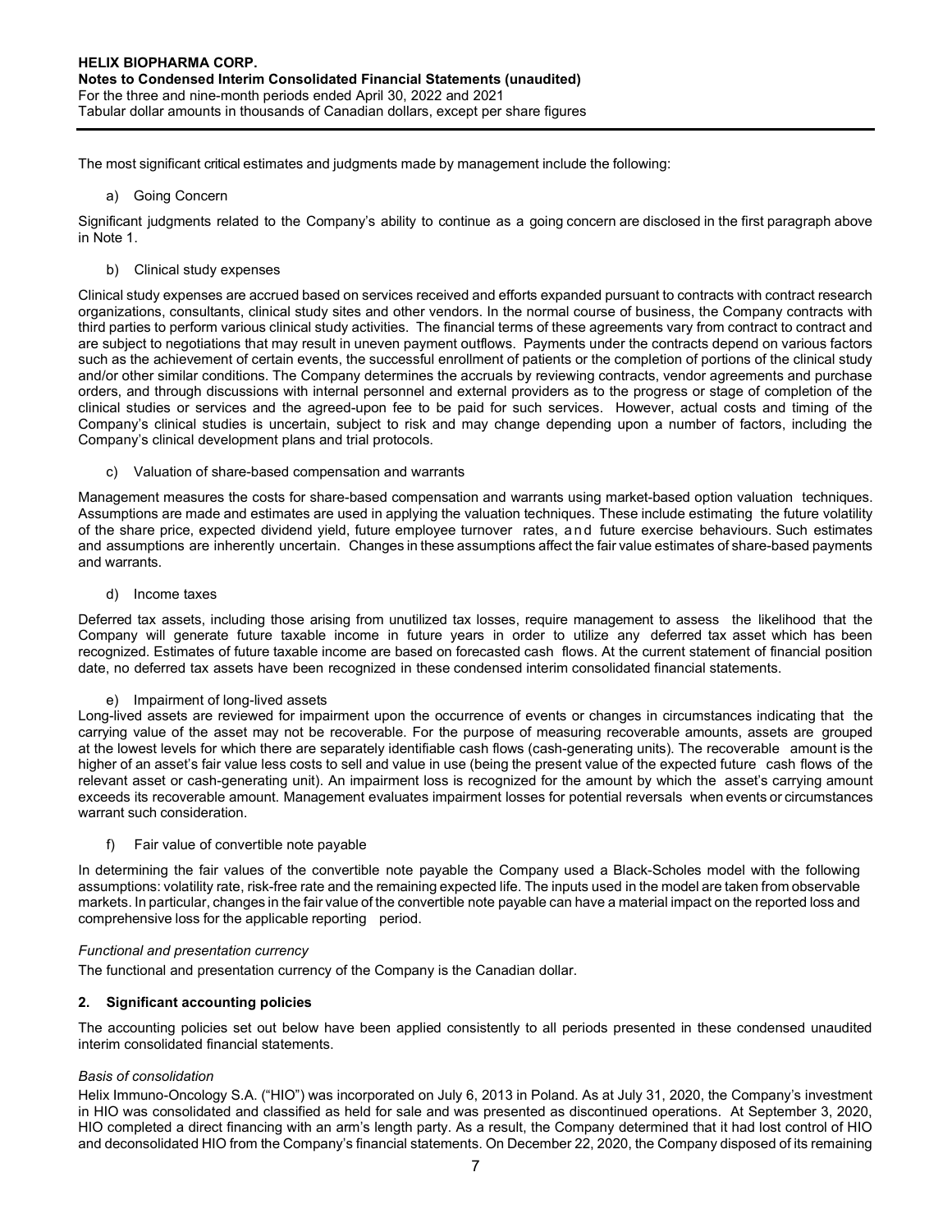The most significant critical estimates and judgments made by management include the following:

a) Going Concern

Significant judgments related to the Company's ability to continue as a going concern are disclosed in the first paragraph above in Note 1.

b) Clinical study expenses

Clinical study expenses are accrued based on services received and efforts expanded pursuant to contracts with contract research organizations, consultants, clinical study sites and other vendors. In the normal course of business, the Company contracts with third parties to perform various clinical study activities. The financial terms of these agreements vary from contract to contract and are subject to negotiations that may result in uneven payment outflows. Payments under the contracts depend on various factors such as the achievement of certain events, the successful enrollment of patients or the completion of portions of the clinical study and/or other similar conditions. The Company determines the accruals by reviewing contracts, vendor agreements and purchase orders, and through discussions with internal personnel and external providers as to the progress or stage of completion of the clinical studies or services and the agreed-upon fee to be paid for such services. However, actual costs and timing of the Company's clinical studies is uncertain, subject to risk and may change depending upon a number of factors, including the Company's clinical development plans and trial protocols.

c) Valuation of share-based compensation and warrants

Management measures the costs for share-based compensation and warrants using market-based option valuation techniques. Assumptions are made and estimates are used in applying the valuation techniques. These include estimating the future volatility of the share price, expected dividend yield, future employee turnover rates, and future exercise behaviours. Such estimates and assumptions are inherently uncertain. Changes in these assumptions affect the fair value estimates of share-based payments and warrants.

d) Income taxes

Deferred tax assets, including those arising from unutilized tax losses, require management to assess the likelihood that the Company will generate future taxable income in future years in order to utilize any deferred tax asset which has been recognized. Estimates of future taxable income are based on forecasted cash flows. At the current statement of financial position date, no deferred tax assets have been recognized in these condensed interim consolidated financial statements.

e) Impairment of long-lived assets

Long-lived assets are reviewed for impairment upon the occurrence of events or changes in circumstances indicating that the carrying value of the asset may not be recoverable. For the purpose of measuring recoverable amounts, assets are grouped at the lowest levels for which there are separately identifiable cash flows (cash-generating units). The recoverable amount is the higher of an asset's fair value less costs to sell and value in use (being the present value of the expected future cash flows of the relevant asset or cash-generating unit). An impairment loss is recognized for the amount by which the asset's carrying amount exceeds its recoverable amount. Management evaluates impairment losses for potential reversals when events or circumstances warrant such consideration.

f) Fair value of convertible note payable

In determining the fair values of the convertible note payable the Company used a Black-Scholes model with the following assumptions: volatility rate, risk-free rate and the remaining expected life. The inputs used in the model are taken from observable markets. In particular, changes in the fair value of the convertible note payable can have a material impact on the reported loss and comprehensive loss for the applicable reporting period.

*Functional and presentation currency*

The functional and presentation currency of the Company is the Canadian dollar.

## 2. Significant accounting policies

The accounting policies set out below have been applied consistently to all periods presented in these condensed unaudited interim consolidated financial statements.

*Basis of consolidation*

Helix Immuno-Oncology S.A. ("HIO") was incorporated on July 6, 2013 in Poland. As at July 31, 2020, the Company's investment in HIO was consolidated and classified as held for sale and was presented as discontinued operations. At September 3, 2020, HIO completed a direct financing with an arm's length party. As a result, the Company determined that it had lost control of HIO and deconsolidated HIO from the Company's financial statements. On December 22, 2020, the Company disposed of its remaining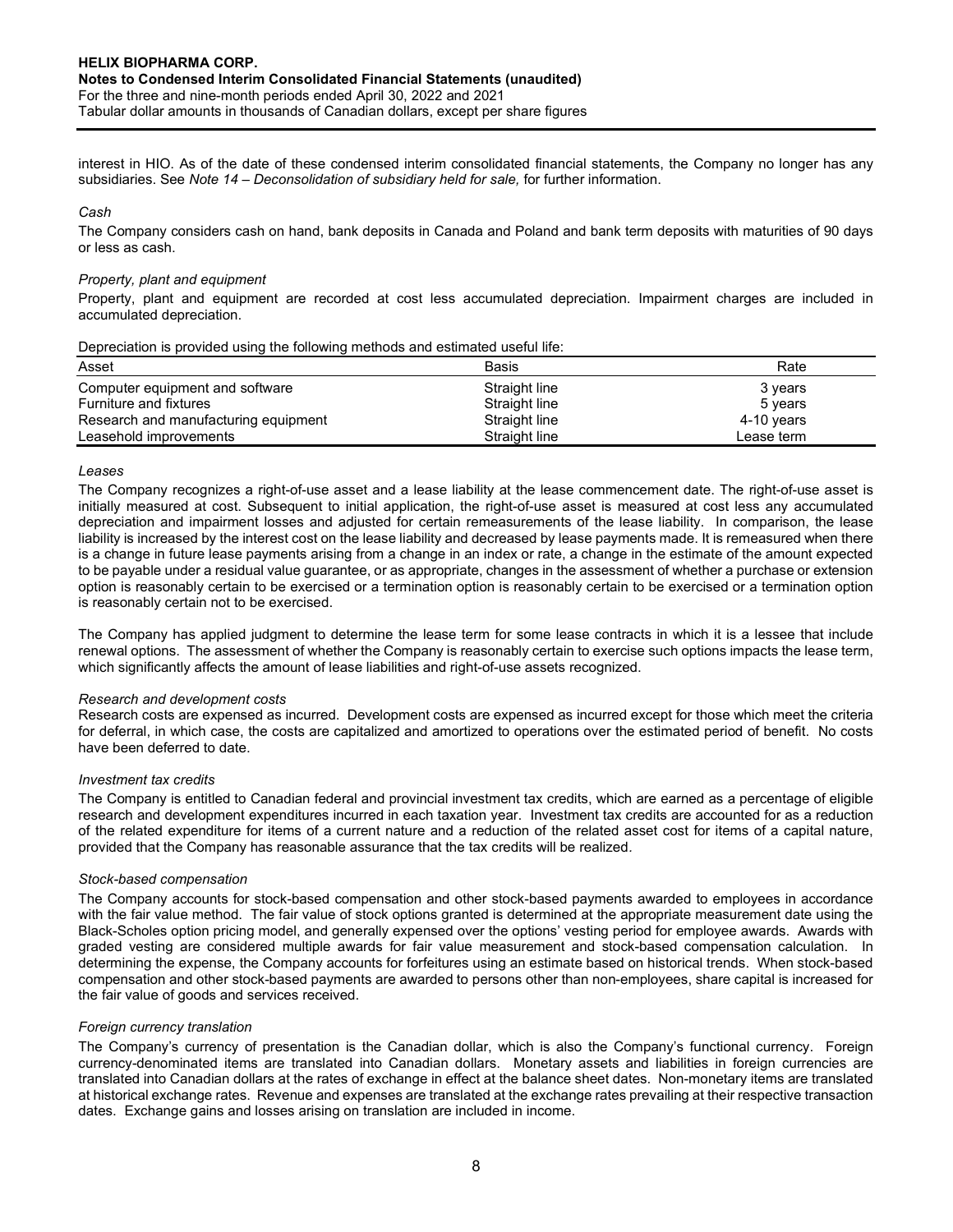interest in HIO. As of the date of these condensed interim consolidated financial statements, the Company no longer has any subsidiaries. See *Note 14 – Deconsolidation of subsidiary held for sale,* for further information.

*Cash*

The Company considers cash on hand, bank deposits in Canada and Poland and bank term deposits with maturities of 90 days or less as cash.

*Property, plant and equipment*

Property, plant and equipment are recorded at cost less accumulated depreciation. Impairment charges are included in accumulated depreciation.

Depreciation is provided using the following methods and estimated useful life:

| Asset | Basis | Rate |
|---|---|---|
| Computer equipment and software | Straight line | 3 years |
| Furniture and fixtures | Straight line | 5 years |
| Research and manufacturing equipment | Straight line | 4-10 years |
| Leasehold improvements | Straight line | Lease term |

*Leases*

The Company recognizes a right-of-use asset and a lease liability at the lease commencement date. The right-of-use asset is initially measured at cost. Subsequent to initial application, the right-of-use asset is measured at cost less any accumulated depreciation and impairment losses and adjusted for certain remeasurements of the lease liability. In comparison, the lease liability is increased by the interest cost on the lease liability and decreased by lease payments made. It is remeasured when there is a change in future lease payments arising from a change in an index or rate, a change in the estimate of the amount expected to be payable under a residual value guarantee, or as appropriate, changes in the assessment of whether a purchase or extension option is reasonably certain to be exercised or a termination option is reasonably certain to be exercised or a termination option is reasonably certain not to be exercised.

The Company has applied judgment to determine the lease term for some lease contracts in which it is a lessee that include renewal options. The assessment of whether the Company is reasonably certain to exercise such options impacts the lease term, which significantly affects the amount of lease liabilities and right-of-use assets recognized.

*Research and development costs*

Research costs are expensed as incurred. Development costs are expensed as incurred except for those which meet the criteria for deferral, in which case, the costs are capitalized and amortized to operations over the estimated period of benefit. No costs have been deferred to date.

*Investment tax credits*

The Company is entitled to Canadian federal and provincial investment tax credits, which are earned as a percentage of eligible research and development expenditures incurred in each taxation year. Investment tax credits are accounted for as a reduction of the related expenditure for items of a current nature and a reduction of the related asset cost for items of a capital nature, provided that the Company has reasonable assurance that the tax credits will be realized.

*Stock-based compensation*

The Company accounts for stock-based compensation and other stock-based payments awarded to employees in accordance with the fair value method. The fair value of stock options granted is determined at the appropriate measurement date using the Black-Scholes option pricing model, and generally expensed over the options' vesting period for employee awards. Awards with graded vesting are considered multiple awards for fair value measurement and stock-based compensation calculation. In determining the expense, the Company accounts for forfeitures using an estimate based on historical trends. When stock-based compensation and other stock-based payments are awarded to persons other than non-employees, share capital is increased for the fair value of goods and services received.

*Foreign currency translation*

The Company's currency of presentation is the Canadian dollar, which is also the Company's functional currency. Foreign currency-denominated items are translated into Canadian dollars. Monetary assets and liabilities in foreign currencies are translated into Canadian dollars at the rates of exchange in effect at the balance sheet dates. Non-monetary items are translated at historical exchange rates. Revenue and expenses are translated at the exchange rates prevailing at their respective transaction dates. Exchange gains and losses arising on translation are included in income.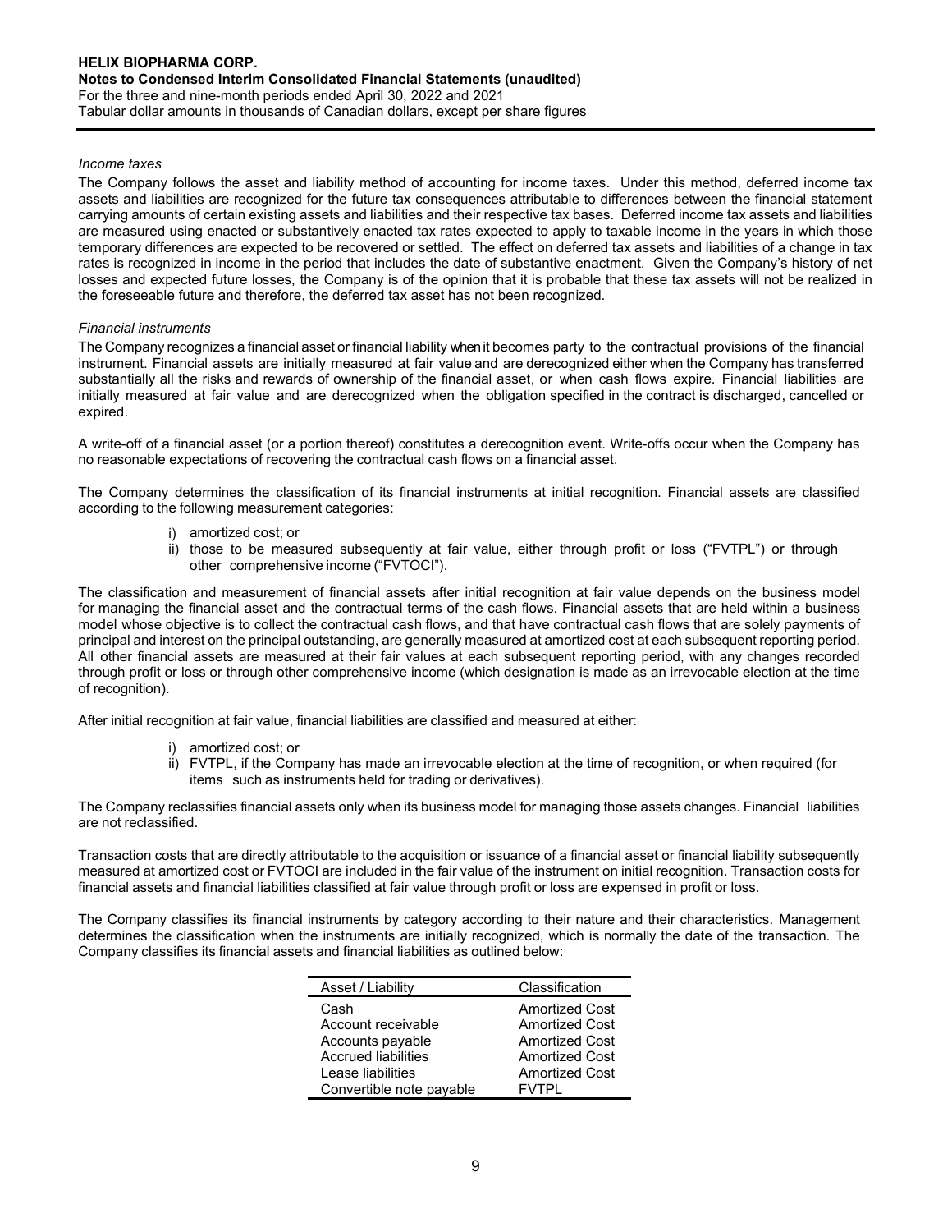*Income taxes*

The Company follows the asset and liability method of accounting for income taxes. Under this method, deferred income tax assets and liabilities are recognized for the future tax consequences attributable to differences between the financial statement carrying amounts of certain existing assets and liabilities and their respective tax bases. Deferred income tax assets and liabilities are measured using enacted or substantively enacted tax rates expected to apply to taxable income in the years in which those temporary differences are expected to be recovered or settled. The effect on deferred tax assets and liabilities of a change in tax rates is recognized in income in the period that includes the date of substantive enactment. Given the Company's history of net losses and expected future losses, the Company is of the opinion that it is probable that these tax assets will not be realized in the foreseeable future and therefore, the deferred tax asset has not been recognized.

*Financial instruments*

The Company recognizes a financial asset or financial liability when it becomes party to the contractual provisions of the financial instrument. Financial assets are initially measured at fair value and are derecognized either when the Company has transferred substantially all the risks and rewards of ownership of the financial asset, or when cash flows expire. Financial liabilities are initially measured at fair value and are derecognized when the obligation specified in the contract is discharged, cancelled or expired.

A write-off of a financial asset (or a portion thereof) constitutes a derecognition event. Write-offs occur when the Company has no reasonable expectations of recovering the contractual cash flows on a financial asset.

The Company determines the classification of its financial instruments at initial recognition. Financial assets are classified according to the following measurement categories:

i) amortized cost; or
ii) those to be measured subsequently at fair value, either through profit or loss ("FVTPL") or through other comprehensive income ("FVTOCI").

The classification and measurement of financial assets after initial recognition at fair value depends on the business model for managing the financial asset and the contractual terms of the cash flows. Financial assets that are held within a business model whose objective is to collect the contractual cash flows, and that have contractual cash flows that are solely payments of principal and interest on the principal outstanding, are generally measured at amortized cost at each subsequent reporting period. All other financial assets are measured at their fair values at each subsequent reporting period, with any changes recorded through profit or loss or through other comprehensive income (which designation is made as an irrevocable election at the time of recognition).

After initial recognition at fair value, financial liabilities are classified and measured at either:

i) amortized cost; or
ii) FVTPL, if the Company has made an irrevocable election at the time of recognition, or when required (for items such as instruments held for trading or derivatives).

The Company reclassifies financial assets only when its business model for managing those assets changes. Financial liabilities are not reclassified.

Transaction costs that are directly attributable to the acquisition or issuance of a financial asset or financial liability subsequently measured at amortized cost or FVTOCI are included in the fair value of the instrument on initial recognition. Transaction costs for financial assets and financial liabilities classified at fair value through profit or loss are expensed in profit or loss.

The Company classifies its financial instruments by category according to their nature and their characteristics. Management determines the classification when the instruments are initially recognized, which is normally the date of the transaction. The Company classifies its financial assets and financial liabilities as outlined below:

| Asset / Liability | Classification |
|---|---|
| Cash | Amortized Cost |
| Account receivable | Amortized Cost |
| Accounts payable | Amortized Cost |
| Accrued liabilities | Amortized Cost |
| Lease liabilities | Amortized Cost |
| Convertible note payable | FVTPL |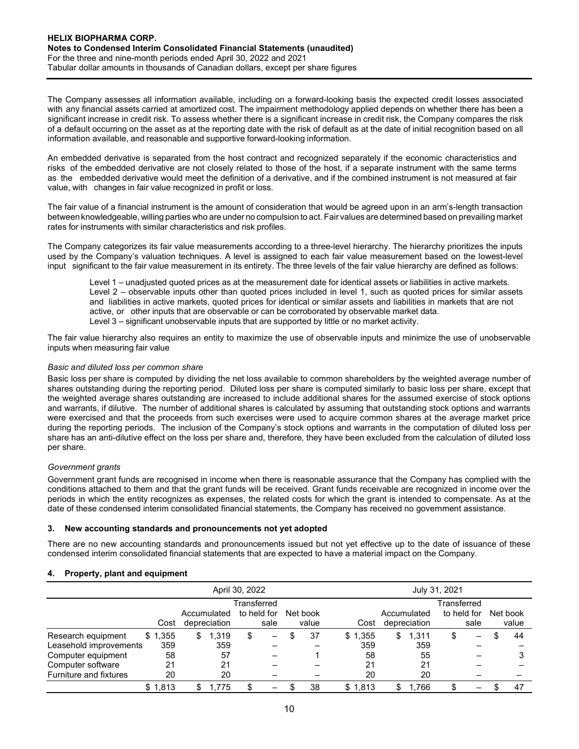The Company assesses all information available, including on a forward-looking basis the expected credit losses associated with any financial assets carried at amortized cost. The impairment methodology applied depends on whether there has been a significant increase in credit risk. To assess whether there is a significant increase in credit risk, the Company compares the risk of a default occurring on the asset as at the reporting date with the risk of default as at the date of initial recognition based on all information available, and reasonable and supportive forward-looking information.

An embedded derivative is separated from the host contract and recognized separately if the economic characteristics and risks of the embedded derivative are not closely related to those of the host, if a separate instrument with the same terms as the embedded derivative would meet the definition of a derivative, and if the combined instrument is not measured at fair value, with changes in fair value recognized in profit or loss.

The fair value of a financial instrument is the amount of consideration that would be agreed upon in an arm's-length transaction between knowledgeable, willing parties who are under no compulsion to act. Fair values are determined based on prevailing market rates for instruments with similar characteristics and risk profiles.

The Company categorizes its fair value measurements according to a three-level hierarchy. The hierarchy prioritizes the inputs used by the Company's valuation techniques. A level is assigned to each fair value measurement based on the lowest-level input significant to the fair value measurement in its entirety. The three levels of the fair value hierarchy are defined as follows:

> Level 1 – unadjusted quoted prices as at the measurement date for identical assets or liabilities in active markets.
> Level 2 – observable inputs other than quoted prices included in level 1, such as quoted prices for similar assets and liabilities in active markets, quoted prices for identical or similar assets and liabilities in markets that are not active, or other inputs that are observable or can be corroborated by observable market data.
> Level 3 – significant unobservable inputs that are supported by little or no market activity.

The fair value hierarchy also requires an entity to maximize the use of observable inputs and minimize the use of unobservable inputs when measuring fair value

*Basic and diluted loss per common share*

Basic loss per share is computed by dividing the net loss available to common shareholders by the weighted average number of shares outstanding during the reporting period. Diluted loss per share is computed similarly to basic loss per share, except that the weighted average shares outstanding are increased to include additional shares for the assumed exercise of stock options and warrants, if dilutive. The number of additional shares is calculated by assuming that outstanding stock options and warrants were exercised and that the proceeds from such exercises were used to acquire common shares at the average market price during the reporting periods. The inclusion of the Company's stock options and warrants in the computation of diluted loss per share has an anti-dilutive effect on the loss per share and, therefore, they have been excluded from the calculation of diluted loss per share.

*Government grants*

Government grant funds are recognised in income when there is reasonable assurance that the Company has complied with the conditions attached to them and that the grant funds will be received. Grant funds receivable are recognized in income over the periods in which the entity recognizes as expenses, the related costs for which the grant is intended to compensate. As at the date of these condensed interim consolidated financial statements, the Company has received no government assistance.

## 3. New accounting standards and pronouncements not yet adopted

There are no new accounting standards and pronouncements issued but not yet effective up to the date of issuance of these condensed interim consolidated financial statements that are expected to have a material impact on the Company.

## 4. Property, plant and equipment

| | April 30, 2022 | | | | July 31, 2021 | | | |
|---|---|---|---|---|---|---|---|---|
| | Cost | Accumulated depreciation | Transferred to held for sale | Net book value | Cost | Accumulated depreciation | Transferred to held for sale | Net book value |
| Research equipment | $ 1,355 | $ 1,319 | $ – | $ 37 | $ 1,355 | $ 1,311 | $ – | $ 44 |
| Leasehold improvements | 359 | 359 | – | – | 359 | 359 | – | – |
| Computer equipment | 58 | 57 | – | 1 | 58 | 55 | – | 3 |
| Computer software | 21 | 21 | – | – | 21 | 21 | – | – |
| Furniture and fixtures | 20 | 20 | – | – | 20 | 20 | – | – |
| | $ 1,813 | $ 1,775 | $ – | $ 38 | $ 1,813 | $ 1,766 | $ – | $ 47 |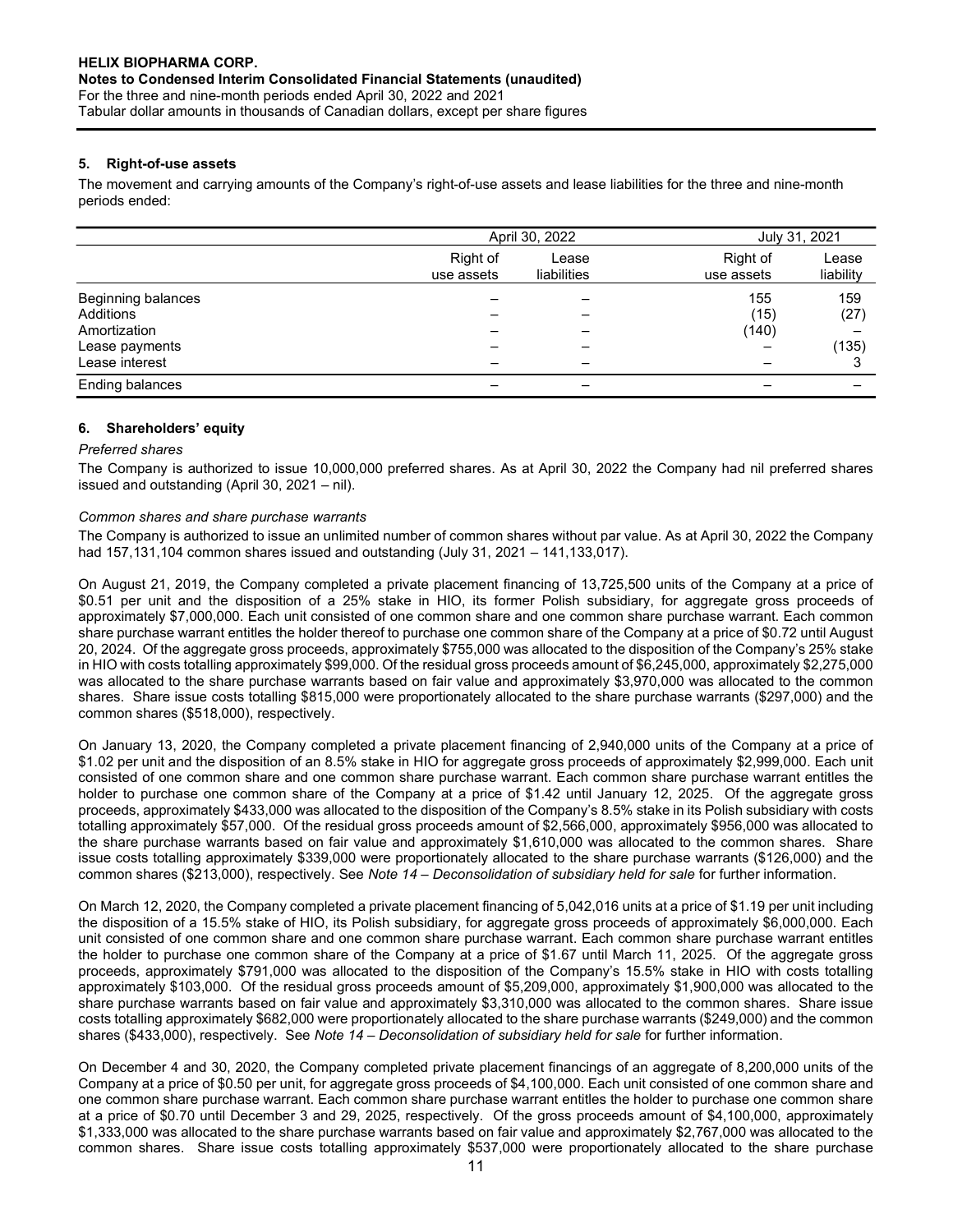### 5. Right-of-use assets

The movement and carrying amounts of the Company's right-of-use assets and lease liabilities for the three and nine-month periods ended:

| | April 30, 2022 | | July 31, 2021 | |
|---|---|---|---|---|
| | Right of use assets | Lease liabilities | Right of use assets | Lease liability |
| Beginning balances | – | – | 155 | 159 |
| Additions | – | – | (15) | (27) |
| Amortization | – | – | (140) | – |
| Lease payments | – | – | – | (135) |
| Lease interest | – | – | – | 3 |
| Ending balances | – | – | – | – |

### 6. Shareholders' equity

*Preferred shares*

The Company is authorized to issue 10,000,000 preferred shares. As at April 30, 2022 the Company had nil preferred shares issued and outstanding (April 30, 2021 – nil).

*Common shares and share purchase warrants*

The Company is authorized to issue an unlimited number of common shares without par value. As at April 30, 2022 the Company had 157,131,104 common shares issued and outstanding (July 31, 2021 – 141,133,017).

On August 21, 2019, the Company completed a private placement financing of 13,725,500 units of the Company at a price of $0.51 per unit and the disposition of a 25% stake in HIO, its former Polish subsidiary, for aggregate gross proceeds of approximately $7,000,000. Each unit consisted of one common share and one common share purchase warrant. Each common share purchase warrant entitles the holder thereof to purchase one common share of the Company at a price of $0.72 until August 20, 2024. Of the aggregate gross proceeds, approximately $755,000 was allocated to the disposition of the Company's 25% stake in HIO with costs totalling approximately $99,000. Of the residual gross proceeds amount of $6,245,000, approximately $2,275,000 was allocated to the share purchase warrants based on fair value and approximately $3,970,000 was allocated to the common shares. Share issue costs totalling $815,000 were proportionately allocated to the share purchase warrants ($297,000) and the common shares ($518,000), respectively.

On January 13, 2020, the Company completed a private placement financing of 2,940,000 units of the Company at a price of $1.02 per unit and the disposition of an 8.5% stake in HIO for aggregate gross proceeds of approximately $2,999,000. Each unit consisted of one common share and one common share purchase warrant. Each common share purchase warrant entitles the holder to purchase one common share of the Company at a price of $1.42 until January 12, 2025. Of the aggregate gross proceeds, approximately $433,000 was allocated to the disposition of the Company's 8.5% stake in its Polish subsidiary with costs totalling approximately $57,000. Of the residual gross proceeds amount of $2,566,000, approximately $956,000 was allocated to the share purchase warrants based on fair value and approximately $1,610,000 was allocated to the common shares. Share issue costs totalling approximately $339,000 were proportionately allocated to the share purchase warrants ($126,000) and the common shares ($213,000), respectively. See *Note 14 – Deconsolidation of subsidiary held for sale* for further information.

On March 12, 2020, the Company completed a private placement financing of 5,042,016 units at a price of $1.19 per unit including the disposition of a 15.5% stake of HIO, its Polish subsidiary, for aggregate gross proceeds of approximately $6,000,000. Each unit consisted of one common share and one common share purchase warrant. Each common share purchase warrant entitles the holder to purchase one common share of the Company at a price of $1.67 until March 11, 2025. Of the aggregate gross proceeds, approximately $791,000 was allocated to the disposition of the Company's 15.5% stake in HIO with costs totalling approximately $103,000. Of the residual gross proceeds amount of $5,209,000, approximately $1,900,000 was allocated to the share purchase warrants based on fair value and approximately $3,310,000 was allocated to the common shares. Share issue costs totalling approximately $682,000 were proportionately allocated to the share purchase warrants ($249,000) and the common shares ($433,000), respectively. See *Note 14 – Deconsolidation of subsidiary held for sale* for further information.

On December 4 and 30, 2020, the Company completed private placement financings of an aggregate of 8,200,000 units of the Company at a price of $0.50 per unit, for aggregate gross proceeds of $4,100,000. Each unit consisted of one common share and one common share purchase warrant. Each common share purchase warrant entitles the holder to purchase one common share at a price of $0.70 until December 3 and 29, 2025, respectively. Of the gross proceeds amount of $4,100,000, approximately $1,333,000 was allocated to the share purchase warrants based on fair value and approximately $2,767,000 was allocated to the common shares. Share issue costs totalling approximately $537,000 were proportionately allocated to the share purchase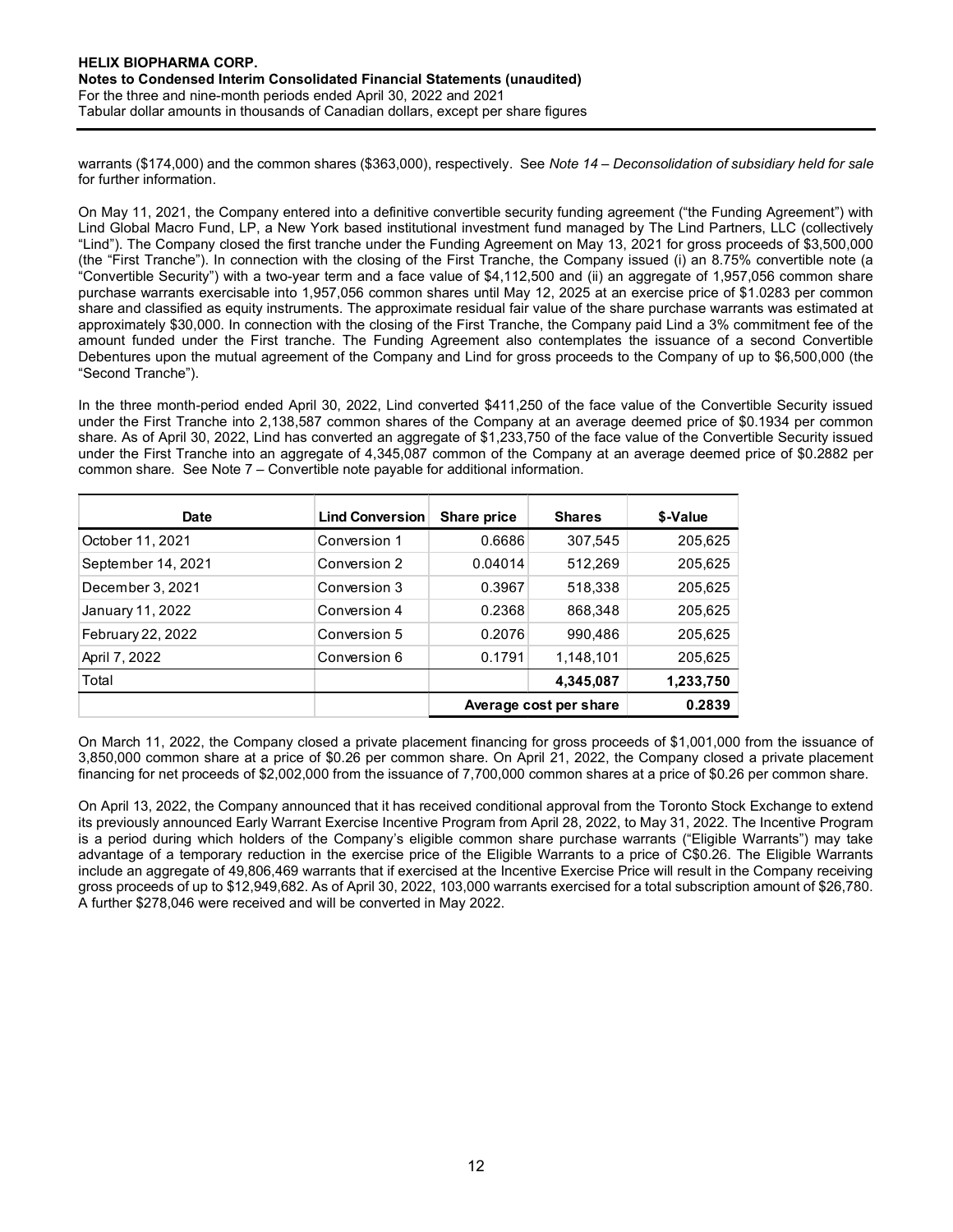warrants ($174,000) and the common shares ($363,000), respectively. See *Note 14 – Deconsolidation of subsidiary held for sale* for further information.

On May 11, 2021, the Company entered into a definitive convertible security funding agreement ("the Funding Agreement") with Lind Global Macro Fund, LP, a New York based institutional investment fund managed by The Lind Partners, LLC (collectively "Lind"). The Company closed the first tranche under the Funding Agreement on May 13, 2021 for gross proceeds of $3,500,000 (the "First Tranche"). In connection with the closing of the First Tranche, the Company issued (i) an 8.75% convertible note (a "Convertible Security") with a two-year term and a face value of $4,112,500 and (ii) an aggregate of 1,957,056 common share purchase warrants exercisable into 1,957,056 common shares until May 12, 2025 at an exercise price of $1.0283 per common share and classified as equity instruments. The approximate residual fair value of the share purchase warrants was estimated at approximately $30,000. In connection with the closing of the First Tranche, the Company paid Lind a 3% commitment fee of the amount funded under the First tranche. The Funding Agreement also contemplates the issuance of a second Convertible Debentures upon the mutual agreement of the Company and Lind for gross proceeds to the Company of up to $6,500,000 (the "Second Tranche").

In the three month-period ended April 30, 2022, Lind converted $411,250 of the face value of the Convertible Security issued under the First Tranche into 2,138,587 common shares of the Company at an average deemed price of $0.1934 per common share. As of April 30, 2022, Lind has converted an aggregate of $1,233,750 of the face value of the Convertible Security issued under the First Tranche into an aggregate of 4,345,087 common of the Company at an average deemed price of $0.2882 per common share. See Note 7 – Convertible note payable for additional information.

| Date | Lind Conversion | Share price | Shares | $-Value |
|---|---|---|---|---|
| October 11, 2021 | Conversion 1 | 0.6686 | 307,545 | 205,625 |
| September 14, 2021 | Conversion 2 | 0.04014 | 512,269 | 205,625 |
| December 3, 2021 | Conversion 3 | 0.3967 | 518,338 | 205,625 |
| January 11, 2022 | Conversion 4 | 0.2368 | 868,348 | 205,625 |
| February 22, 2022 | Conversion 5 | 0.2076 | 990,486 | 205,625 |
| April 7, 2022 | Conversion 6 | 0.1791 | 1,148,101 | 205,625 |
| Total | | | **4,345,087** | **1,233,750** |
| | | **Average cost per share** | | **0.2839** |

On March 11, 2022, the Company closed a private placement financing for gross proceeds of $1,001,000 from the issuance of 3,850,000 common share at a price of $0.26 per common share. On April 21, 2022, the Company closed a private placement financing for net proceeds of $2,002,000 from the issuance of 7,700,000 common shares at a price of $0.26 per common share.

On April 13, 2022, the Company announced that it has received conditional approval from the Toronto Stock Exchange to extend its previously announced Early Warrant Exercise Incentive Program from April 28, 2022, to May 31, 2022. The Incentive Program is a period during which holders of the Company's eligible common share purchase warrants ("Eligible Warrants") may take advantage of a temporary reduction in the exercise price of the Eligible Warrants to a price of C$0.26. The Eligible Warrants include an aggregate of 49,806,469 warrants that if exercised at the Incentive Exercise Price will result in the Company receiving gross proceeds of up to $12,949,682. As of April 30, 2022, 103,000 warrants exercised for a total subscription amount of $26,780. A further $278,046 were received and will be converted in May 2022.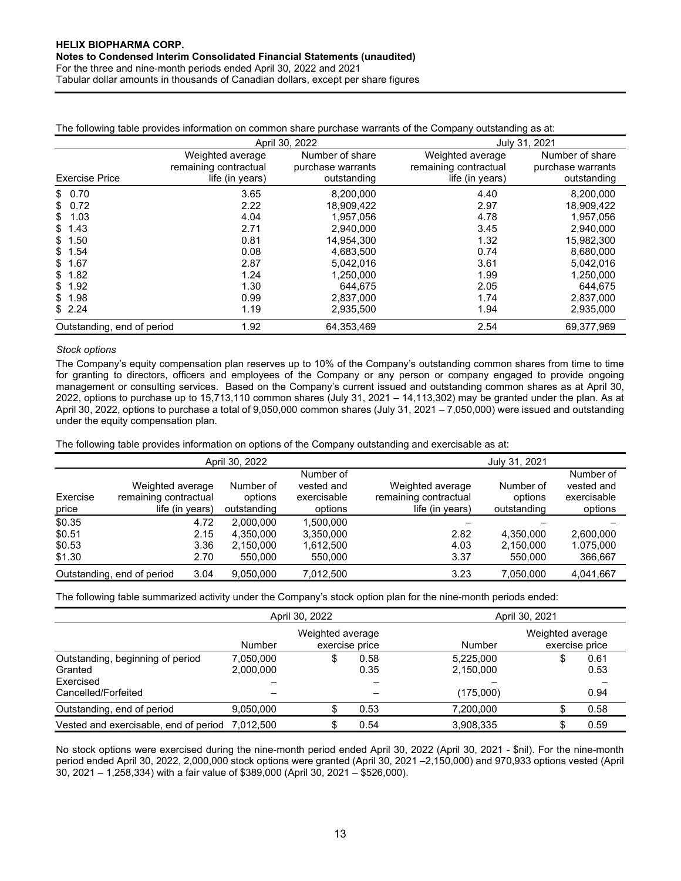The following table provides information on common share purchase warrants of the Company outstanding as at:

| | April 30, 2022 | | July 31, 2021 | |
|---|---|---|---|---|
| Exercise Price | Weighted average remaining contractual life (in years) | Number of share purchase warrants outstanding | Weighted average remaining contractual life (in years) | Number of share purchase warrants outstanding |
| $ 0.70 | 3.65 | 8,200,000 | 4.40 | 8,200,000 |
| $ 0.72 | 2.22 | 18,909,422 | 2.97 | 18,909,422 |
| $ 1.03 | 4.04 | 1,957,056 | 4.78 | 1,957,056 |
| $ 1.43 | 2.71 | 2,940,000 | 3.45 | 2,940,000 |
| $ 1.50 | 0.81 | 14,954,300 | 1.32 | 15,982,300 |
| $ 1.54 | 0.08 | 4,683,500 | 0.74 | 8,680,000 |
| $ 1.67 | 2.87 | 5,042,016 | 3.61 | 5,042,016 |
| $ 1.82 | 1.24 | 1,250,000 | 1.99 | 1,250,000 |
| $ 1.92 | 1.30 | 644,675 | 2.05 | 644,675 |
| $ 1.98 | 0.99 | 2,837,000 | 1.74 | 2,837,000 |
| $ 2.24 | 1.19 | 2,935,500 | 1.94 | 2,935,000 |
| Outstanding, end of period | 1.92 | 64,353,469 | 2.54 | 69,377,969 |

*Stock options*

The Company's equity compensation plan reserves up to 10% of the Company's outstanding common shares from time to time for granting to directors, officers and employees of the Company or any person or company engaged to provide ongoing management or consulting services. Based on the Company's current issued and outstanding common shares as at April 30, 2022, options to purchase up to 15,713,110 common shares (July 31, 2021 – 14,113,302) may be granted under the plan. As at April 30, 2022, options to purchase a total of 9,050,000 common shares (July 31, 2021 – 7,050,000) were issued and outstanding under the equity compensation plan.

The following table provides information on options of the Company outstanding and exercisable as at:

| | April 30, 2022 | | | July 31, 2021 | | |
|---|---|---|---|---|---|---|
| Exercise price | Weighted average remaining contractual life (in years) | Number of options outstanding | Number of vested and exercisable options | Weighted average remaining contractual life (in years) | Number of options outstanding | Number of vested and exercisable options |
| $0.35 | 4.72 | 2,000,000 | 1,500,000 | – | – | – |
| $0.51 | 2.15 | 4,350,000 | 3,350,000 | 2.82 | 4,350,000 | 2,600,000 |
| $0.53 | 3.36 | 2,150,000 | 1,612,500 | 4.03 | 2,150,000 | 1.075,000 |
| $1.30 | 2.70 | 550,000 | 550,000 | 3.37 | 550,000 | 366,667 |
| Outstanding, end of period | 3.04 | 9,050,000 | 7,012,500 | 3.23 | 7,050,000 | 4,041,667 |

The following table summarized activity under the Company's stock option plan for the nine-month periods ended:

| | April 30, 2022 | | April 30, 2021 | |
|---|---|---|---|---|
| | Number | Weighted average exercise price | Number | Weighted average exercise price |
| Outstanding, beginning of period | 7,050,000 | $ 0.58 | 5,225,000 | $ 0.61 |
| Granted | 2,000,000 | 0.35 | 2,150,000 | 0.53 |
| Exercised | – | – | – | – |
| Cancelled/Forfeited | – | – | (175,000) | 0.94 |
| Outstanding, end of period | 9,050,000 | $ 0.53 | 7,200,000 | $ 0.58 |
| Vested and exercisable, end of period | 7,012,500 | $ 0.54 | 3,908,335 | $ 0.59 |

No stock options were exercised during the nine-month period ended April 30, 2022 (April 30, 2021 - $nil). For the nine-month period ended April 30, 2022, 2,000,000 stock options were granted (April 30, 2021 –2,150,000) and 970,933 options vested (April 30, 2021 – 1,258,334) with a fair value of $389,000 (April 30, 2021 – $526,000).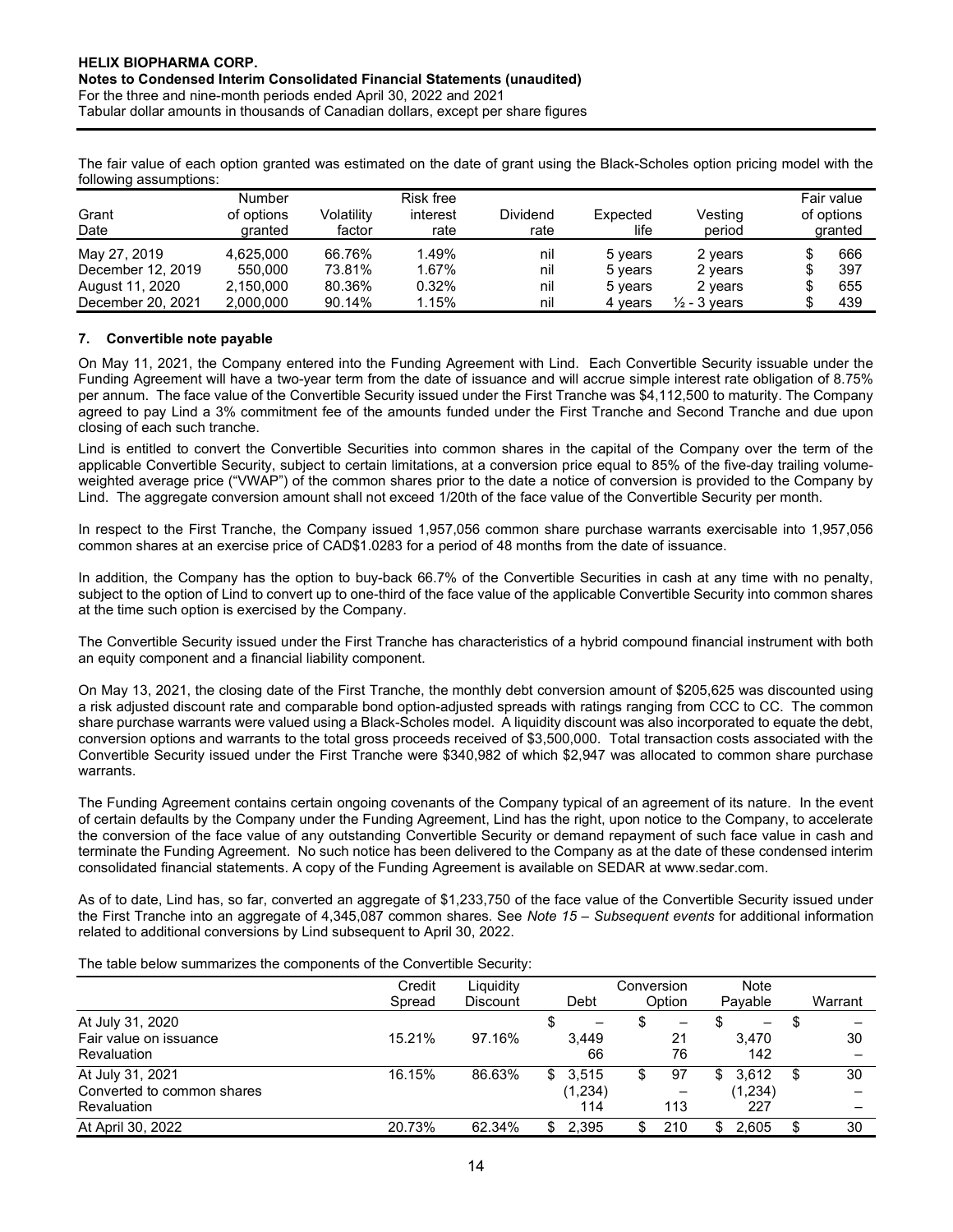The fair value of each option granted was estimated on the date of grant using the Black-Scholes option pricing model with the following assumptions:

| Grant Date | Number of options granted | Volatility factor | Risk free interest rate | Dividend rate | Expected life | Vesting period | Fair value of options granted |
|---|---|---|---|---|---|---|---|
| May 27, 2019 | 4,625,000 | 66.76% | 1.49% | nil | 5 years | 2 years | $ 666 |
| December 12, 2019 | 550,000 | 73.81% | 1.67% | nil | 5 years | 2 years | $ 397 |
| August 11, 2020 | 2,150,000 | 80.36% | 0.32% | nil | 5 years | 2 years | $ 655 |
| December 20, 2021 | 2,000,000 | 90.14% | 1.15% | nil | 4 years | ½ - 3 years | $ 439 |

## 7. Convertible note payable

On May 11, 2021, the Company entered into the Funding Agreement with Lind. Each Convertible Security issuable under the Funding Agreement will have a two-year term from the date of issuance and will accrue simple interest rate obligation of 8.75% per annum. The face value of the Convertible Security issued under the First Tranche was $4,112,500 to maturity. The Company agreed to pay Lind a 3% commitment fee of the amounts funded under the First Tranche and Second Tranche and due upon closing of each such tranche.

Lind is entitled to convert the Convertible Securities into common shares in the capital of the Company over the term of the applicable Convertible Security, subject to certain limitations, at a conversion price equal to 85% of the five-day trailing volume-weighted average price ("VWAP") of the common shares prior to the date a notice of conversion is provided to the Company by Lind. The aggregate conversion amount shall not exceed 1/20th of the face value of the Convertible Security per month.

In respect to the First Tranche, the Company issued 1,957,056 common share purchase warrants exercisable into 1,957,056 common shares at an exercise price of CAD$1.0283 for a period of 48 months from the date of issuance.

In addition, the Company has the option to buy-back 66.7% of the Convertible Securities in cash at any time with no penalty, subject to the option of Lind to convert up to one-third of the face value of the applicable Convertible Security into common shares at the time such option is exercised by the Company.

The Convertible Security issued under the First Tranche has characteristics of a hybrid compound financial instrument with both an equity component and a financial liability component.

On May 13, 2021, the closing date of the First Tranche, the monthly debt conversion amount of $205,625 was discounted using a risk adjusted discount rate and comparable bond option-adjusted spreads with ratings ranging from CCC to CC. The common share purchase warrants were valued using a Black-Scholes model. A liquidity discount was also incorporated to equate the debt, conversion options and warrants to the total gross proceeds received of $3,500,000. Total transaction costs associated with the Convertible Security issued under the First Tranche were $340,982 of which $2,947 was allocated to common share purchase warrants.

The Funding Agreement contains certain ongoing covenants of the Company typical of an agreement of its nature. In the event of certain defaults by the Company under the Funding Agreement, Lind has the right, upon notice to the Company, to accelerate the conversion of the face value of any outstanding Convertible Security or demand repayment of such face value in cash and terminate the Funding Agreement. No such notice has been delivered to the Company as at the date of these condensed interim consolidated financial statements. A copy of the Funding Agreement is available on SEDAR at www.sedar.com.

As of to date, Lind has, so far, converted an aggregate of $1,233,750 of the face value of the Convertible Security issued under the First Tranche into an aggregate of 4,345,087 common shares. See *Note 15 – Subsequent events* for additional information related to additional conversions by Lind subsequent to April 30, 2022.

The table below summarizes the components of the Convertible Security:

| | Credit Spread | Liquidity Discount | Debt | Conversion Option | Note Payable | Warrant |
|---|---|---|---|---|---|---|
| At July 31, 2020 | | | $ – | $ – | $ – | $ – |
| Fair value on issuance | 15.21% | 97.16% | 3,449 | 21 | 3,470 | 30 |
| Revaluation | | | 66 | 76 | 142 | – |
| At July 31, 2021 | 16.15% | 86.63% | $ 3,515 | $ 97 | $ 3,612 | $ 30 |
| Converted to common shares | | | (1,234) | – | (1,234) | – |
| Revaluation | | | 114 | 113 | 227 | – |
| At April 30, 2022 | 20.73% | 62.34% | $ 2,395 | $ 210 | $ 2,605 | $ 30 |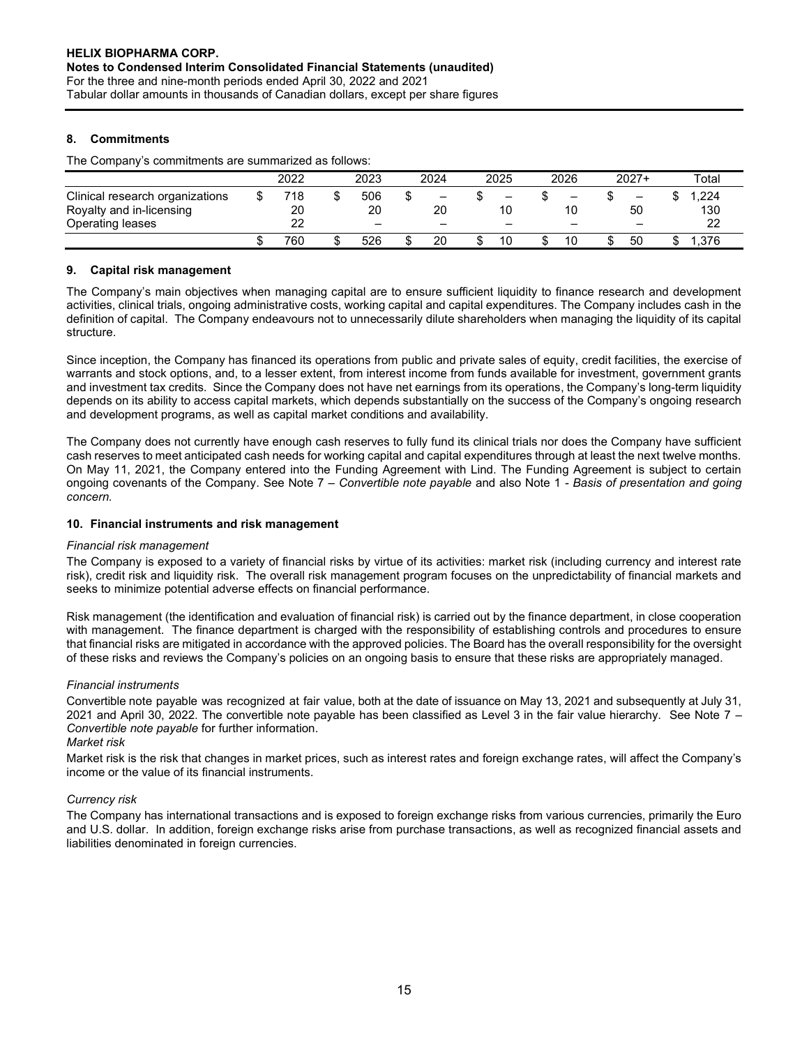## 8. Commitments

The Company's commitments are summarized as follows:

| | 2022 | 2023 | 2024 | 2025 | 2026 | 2027+ | Total |
|---|---|---|---|---|---|---|---|
| Clinical research organizations | $ 718 | $ 506 | $ – | $ – | $ – | $ – | $ 1,224 |
| Royalty and in-licensing | 20 | 20 | 20 | 10 | 10 | 50 | 130 |
| Operating leases | 22 | – | – | – | – | – | 22 |
| | $ 760 | $ 526 | $ 20 | $ 10 | $ 10 | $ 50 | $ 1,376 |

## 9. Capital risk management

The Company's main objectives when managing capital are to ensure sufficient liquidity to finance research and development activities, clinical trials, ongoing administrative costs, working capital and capital expenditures. The Company includes cash in the definition of capital. The Company endeavours not to unnecessarily dilute shareholders when managing the liquidity of its capital structure.

Since inception, the Company has financed its operations from public and private sales of equity, credit facilities, the exercise of warrants and stock options, and, to a lesser extent, from interest income from funds available for investment, government grants and investment tax credits. Since the Company does not have net earnings from its operations, the Company's long-term liquidity depends on its ability to access capital markets, which depends substantially on the success of the Company's ongoing research and development programs, as well as capital market conditions and availability.

The Company does not currently have enough cash reserves to fully fund its clinical trials nor does the Company have sufficient cash reserves to meet anticipated cash needs for working capital and capital expenditures through at least the next twelve months. On May 11, 2021, the Company entered into the Funding Agreement with Lind. The Funding Agreement is subject to certain ongoing covenants of the Company. See Note 7 – *Convertible note payable* and also Note 1 - *Basis of presentation and going concern.*

## 10. Financial instruments and risk management

*Financial risk management*

The Company is exposed to a variety of financial risks by virtue of its activities: market risk (including currency and interest rate risk), credit risk and liquidity risk. The overall risk management program focuses on the unpredictability of financial markets and seeks to minimize potential adverse effects on financial performance.

Risk management (the identification and evaluation of financial risk) is carried out by the finance department, in close cooperation with management. The finance department is charged with the responsibility of establishing controls and procedures to ensure that financial risks are mitigated in accordance with the approved policies. The Board has the overall responsibility for the oversight of these risks and reviews the Company's policies on an ongoing basis to ensure that these risks are appropriately managed.

*Financial instruments*

Convertible note payable was recognized at fair value, both at the date of issuance on May 13, 2021 and subsequently at July 31, 2021 and April 30, 2022. The convertible note payable has been classified as Level 3 in the fair value hierarchy. See Note 7 – *Convertible note payable* for further information.

*Market risk*

Market risk is the risk that changes in market prices, such as interest rates and foreign exchange rates, will affect the Company's income or the value of its financial instruments.

*Currency risk*

The Company has international transactions and is exposed to foreign exchange risks from various currencies, primarily the Euro and U.S. dollar. In addition, foreign exchange risks arise from purchase transactions, as well as recognized financial assets and liabilities denominated in foreign currencies.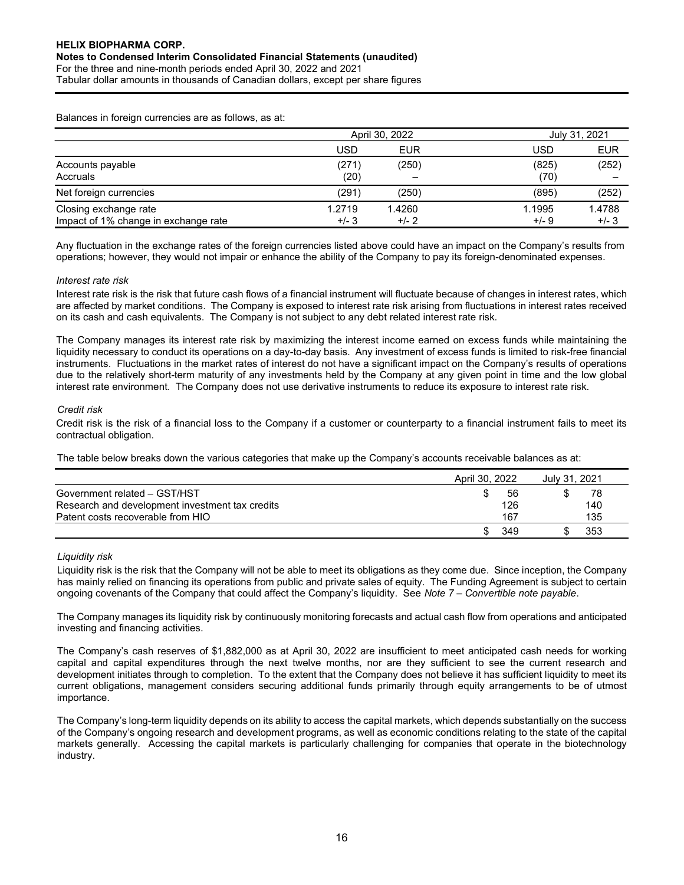Balances in foreign currencies are as follows, as at:

| | April 30, 2022 | | July 31, 2021 | |
|---|---|---|---|---|
| | USD | EUR | USD | EUR |
| Accounts payable | (271) | (250) | (825) | (252) |
| Accruals | (20) | – | (70) | – |
| Net foreign currencies | (291) | (250) | (895) | (252) |
| Closing exchange rate | 1.2719 | 1.4260 | 1.1995 | 1.4788 |
| Impact of 1% change in exchange rate | +/- 3 | +/- 2 | +/- 9 | +/- 3 |

Any fluctuation in the exchange rates of the foreign currencies listed above could have an impact on the Company's results from operations; however, they would not impair or enhance the ability of the Company to pay its foreign-denominated expenses.

*Interest rate risk*

Interest rate risk is the risk that future cash flows of a financial instrument will fluctuate because of changes in interest rates, which are affected by market conditions. The Company is exposed to interest rate risk arising from fluctuations in interest rates received on its cash and cash equivalents. The Company is not subject to any debt related interest rate risk.

The Company manages its interest rate risk by maximizing the interest income earned on excess funds while maintaining the liquidity necessary to conduct its operations on a day-to-day basis. Any investment of excess funds is limited to risk-free financial instruments. Fluctuations in the market rates of interest do not have a significant impact on the Company's results of operations due to the relatively short-term maturity of any investments held by the Company at any given point in time and the low global interest rate environment. The Company does not use derivative instruments to reduce its exposure to interest rate risk.

*Credit risk*

Credit risk is the risk of a financial loss to the Company if a customer or counterparty to a financial instrument fails to meet its contractual obligation.

The table below breaks down the various categories that make up the Company's accounts receivable balances as at:

| | April 30, 2022 | July 31, 2021 |
|---|---|---|
| Government related – GST/HST | $ 56 | $ 78 |
| Research and development investment tax credits | 126 | 140 |
| Patent costs recoverable from HIO | 167 | 135 |
| | $ 349 | $ 353 |

*Liquidity risk*

Liquidity risk is the risk that the Company will not be able to meet its obligations as they come due. Since inception, the Company has mainly relied on financing its operations from public and private sales of equity. The Funding Agreement is subject to certain ongoing covenants of the Company that could affect the Company's liquidity. See *Note 7 – Convertible note payable*.

The Company manages its liquidity risk by continuously monitoring forecasts and actual cash flow from operations and anticipated investing and financing activities.

The Company's cash reserves of $1,882,000 as at April 30, 2022 are insufficient to meet anticipated cash needs for working capital and capital expenditures through the next twelve months, nor are they sufficient to see the current research and development initiates through to completion. To the extent that the Company does not believe it has sufficient liquidity to meet its current obligations, management considers securing additional funds primarily through equity arrangements to be of utmost importance.

The Company's long-term liquidity depends on its ability to access the capital markets, which depends substantially on the success of the Company's ongoing research and development programs, as well as economic conditions relating to the state of the capital markets generally. Accessing the capital markets is particularly challenging for companies that operate in the biotechnology industry.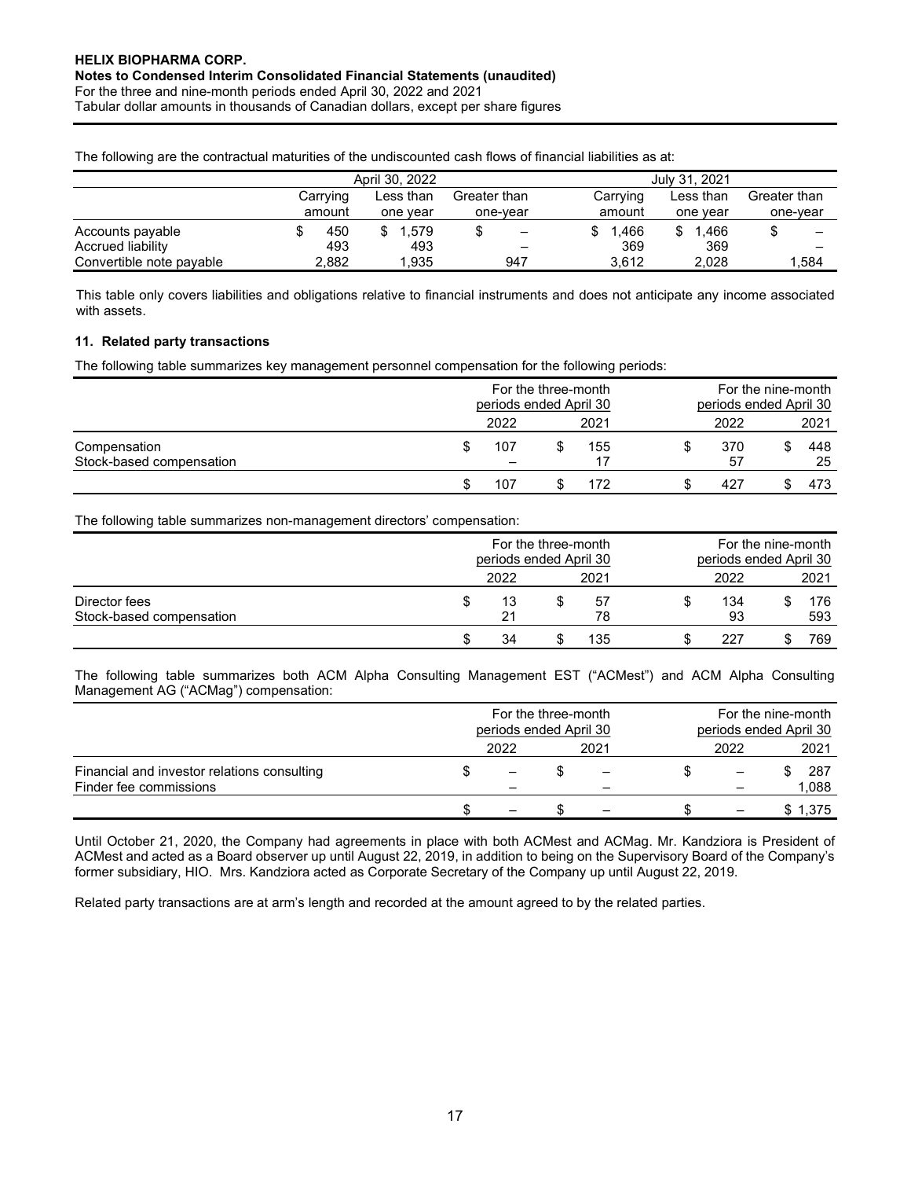The following are the contractual maturities of the undiscounted cash flows of financial liabilities as at:

| | April 30, 2022 | | | July 31, 2021 | | |
|---|---|---|---|---|---|---|
| | Carrying amount | Less than one year | Greater than one-year | Carrying amount | Less than one year | Greater than one-year |
| Accounts payable | $ 450 | $ 1,579 | $ – | $ 1,466 | $ 1,466 | $ – |
| Accrued liability | 493 | 493 | – | 369 | 369 | – |
| Convertible note payable | 2,882 | 1,935 | 947 | 3,612 | 2,028 | 1,584 |

This table only covers liabilities and obligations relative to financial instruments and does not anticipate any income associated with assets.

### 11. Related party transactions

The following table summarizes key management personnel compensation for the following periods:

| | For the three-month periods ended April 30 | | For the nine-month periods ended April 30 | |
|---|---|---|---|---|
| | 2022 | 2021 | 2022 | 2021 |
| Compensation | $ 107 | $ 155 | $ 370 | $ 448 |
| Stock-based compensation | – | 17 | 57 | 25 |
| | $ 107 | $ 172 | $ 427 | $ 473 |

The following table summarizes non-management directors' compensation:

| | For the three-month periods ended April 30 | | For the nine-month periods ended April 30 | |
|---|---|---|---|---|
| | 2022 | 2021 | 2022 | 2021 |
| Director fees | $ 13 | $ 57 | $ 134 | $ 176 |
| Stock-based compensation | 21 | 78 | 93 | 593 |
| | $ 34 | $ 135 | $ 227 | $ 769 |

The following table summarizes both ACM Alpha Consulting Management EST ("ACMest") and ACM Alpha Consulting Management AG ("ACMag") compensation:

| | For the three-month periods ended April 30 | | For the nine-month periods ended April 30 | |
|---|---|---|---|---|
| | 2022 | 2021 | 2022 | 2021 |
| Financial and investor relations consulting | $ – | $ – | $ – | $ 287 |
| Finder fee commissions | – | – | – | 1,088 |
| | $ – | $ – | $ – | $ 1,375 |

Until October 21, 2020, the Company had agreements in place with both ACMest and ACMag. Mr. Kandziora is President of ACMest and acted as a Board observer up until August 22, 2019, in addition to being on the Supervisory Board of the Company's former subsidiary, HIO. Mrs. Kandziora acted as Corporate Secretary of the Company up until August 22, 2019.

Related party transactions are at arm's length and recorded at the amount agreed to by the related parties.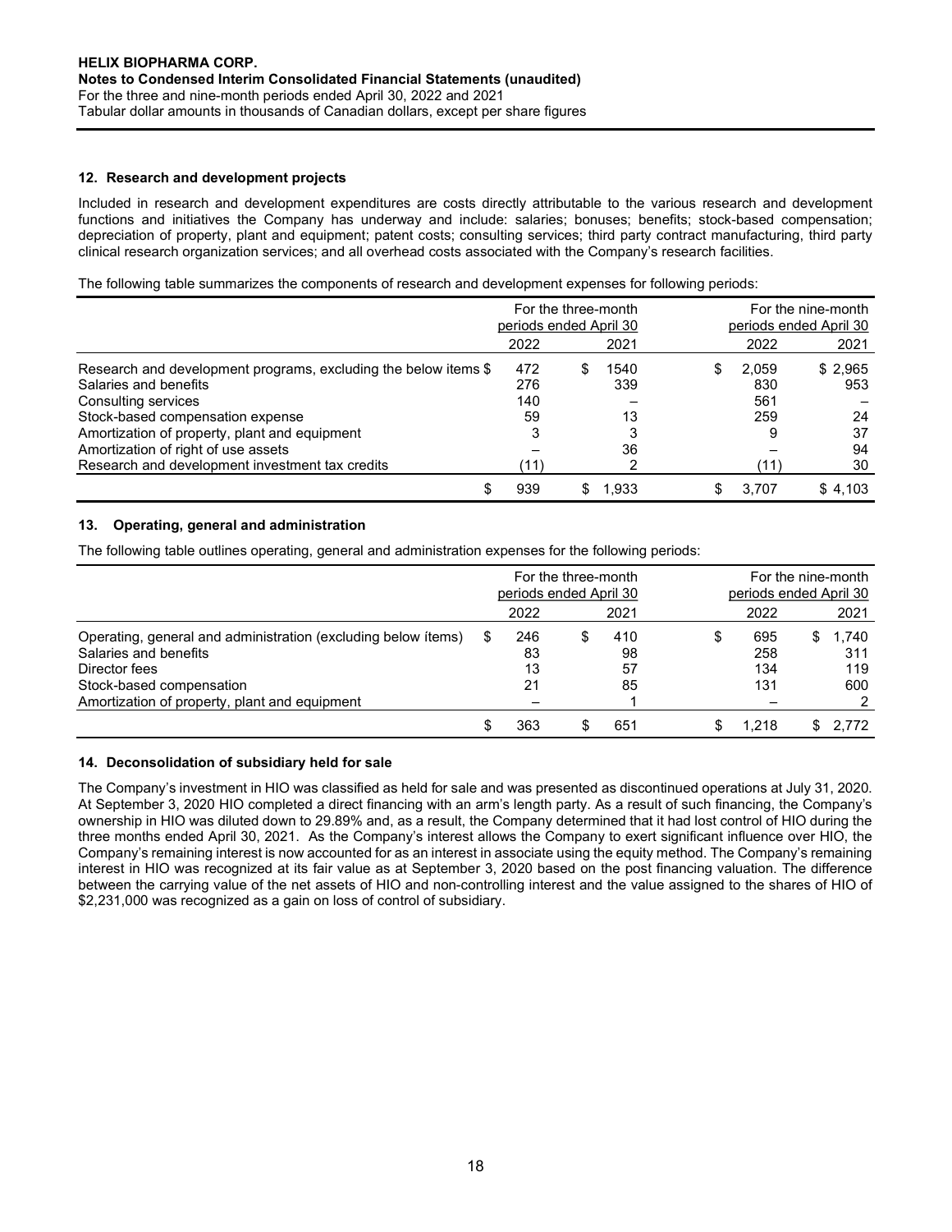### 12. Research and development projects

Included in research and development expenditures are costs directly attributable to the various research and development functions and initiatives the Company has underway and include: salaries; bonuses; benefits; stock-based compensation; depreciation of property, plant and equipment; patent costs; consulting services; third party contract manufacturing, third party clinical research organization services; and all overhead costs associated with the Company's research facilities.

The following table summarizes the components of research and development expenses for following periods:

| | For the three-month periods ended April 30 | | For the nine-month periods ended April 30 | |
|---|---|---|---|---|
| | 2022 | 2021 | 2022 | 2021 |
| Research and development programs, excluding the below items | $ 472 | $ 1540 | $ 2,059 | $ 2,965 |
| Salaries and benefits | 276 | 339 | 830 | 953 |
| Consulting services | 140 | – | 561 | – |
| Stock-based compensation expense | 59 | 13 | 259 | 24 |
| Amortization of property, plant and equipment | 3 | 3 | 9 | 37 |
| Amortization of right of use assets | – | 36 | – | 94 |
| Research and development investment tax credits | (11) | 2 | (11) | 30 |
| | $ 939 | $ 1,933 | $ 3,707 | $ 4,103 |

### 13. Operating, general and administration

The following table outlines operating, general and administration expenses for the following periods:

| | For the three-month periods ended April 30 | | For the nine-month periods ended April 30 | |
|---|---|---|---|---|
| | 2022 | 2021 | 2022 | 2021 |
| Operating, general and administration (excluding below ítems) | $ 246 | $ 410 | $ 695 | $ 1,740 |
| Salaries and benefits | 83 | 98 | 258 | 311 |
| Director fees | 13 | 57 | 134 | 119 |
| Stock-based compensation | 21 | 85 | 131 | 600 |
| Amortization of property, plant and equipment | – | 1 | – | 2 |
| | $ 363 | $ 651 | $ 1,218 | $ 2,772 |

### 14. Deconsolidation of subsidiary held for sale

The Company's investment in HIO was classified as held for sale and was presented as discontinued operations at July 31, 2020. At September 3, 2020 HIO completed a direct financing with an arm's length party. As a result of such financing, the Company's ownership in HIO was diluted down to 29.89% and, as a result, the Company determined that it had lost control of HIO during the three months ended April 30, 2021. As the Company's interest allows the Company to exert significant influence over HIO, the Company's remaining interest is now accounted for as an interest in associate using the equity method. The Company's remaining interest in HIO was recognized at its fair value as at September 3, 2020 based on the post financing valuation. The difference between the carrying value of the net assets of HIO and non-controlling interest and the value assigned to the shares of HIO of $2,231,000 was recognized as a gain on loss of control of subsidiary.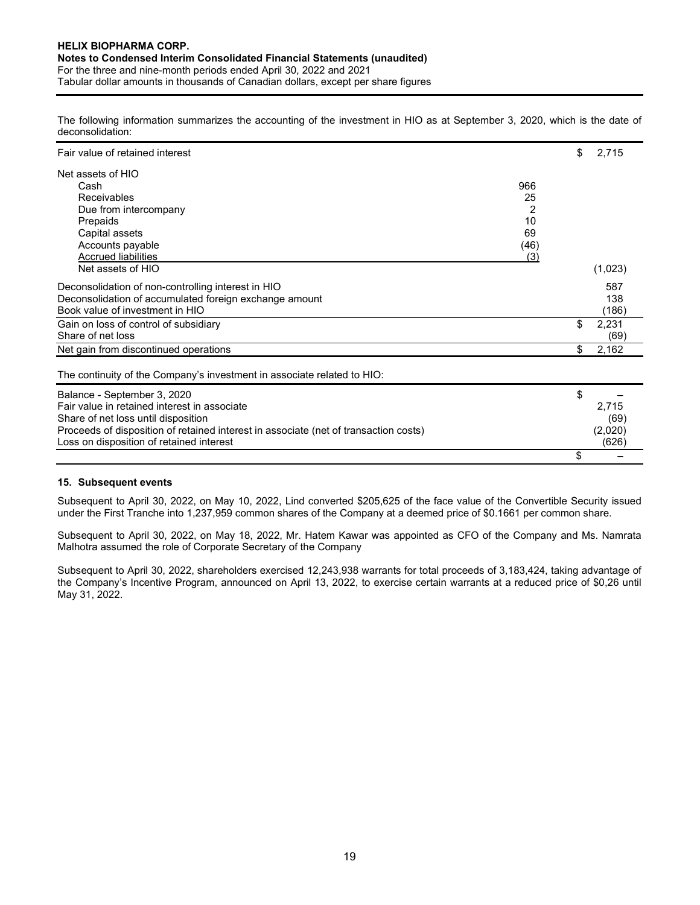The following information summarizes the accounting of the investment in HIO as at September 3, 2020, which is the date of deconsolidation:

| | | |
|---|---|---|
| Fair value of retained interest | | $ 2,715 |
| Net assets of HIO | | |
| Cash | 966 | |
| Receivables | 25 | |
| Due from intercompany | 2 | |
| Prepaids | 10 | |
| Capital assets | 69 | |
| Accounts payable | (46) | |
| Accrued liabilities | (3) | |
| Net assets of HIO | | (1,023) |
| Deconsolidation of non-controlling interest in HIO | | 587 |
| Deconsolidation of accumulated foreign exchange amount | | 138 |
| Book value of investment in HIO | | (186) |
| Gain on loss of control of subsidiary | | $ 2,231 |
| Share of net loss | | (69) |
| Net gain from discontinued operations | | $ 2,162 |

The continuity of the Company's investment in associate related to HIO:

| | |
|---|---|
| Balance - September 3, 2020 | $ – |
| Fair value in retained interest in associate | 2,715 |
| Share of net loss until disposition | (69) |
| Proceeds of disposition of retained interest in associate (net of transaction costs) | (2,020) |
| Loss on disposition of retained interest | (626) |
| | $ – |

## 15. Subsequent events

Subsequent to April 30, 2022, on May 10, 2022, Lind converted $205,625 of the face value of the Convertible Security issued under the First Tranche into 1,237,959 common shares of the Company at a deemed price of $0.1661 per common share.

Subsequent to April 30, 2022, on May 18, 2022, Mr. Hatem Kawar was appointed as CFO of the Company and Ms. Namrata Malhotra assumed the role of Corporate Secretary of the Company

Subsequent to April 30, 2022, shareholders exercised 12,243,938 warrants for total proceeds of 3,183,424, taking advantage of the Company's Incentive Program, announced on April 13, 2022, to exercise certain warrants at a reduced price of $0,26 until May 31, 2022.